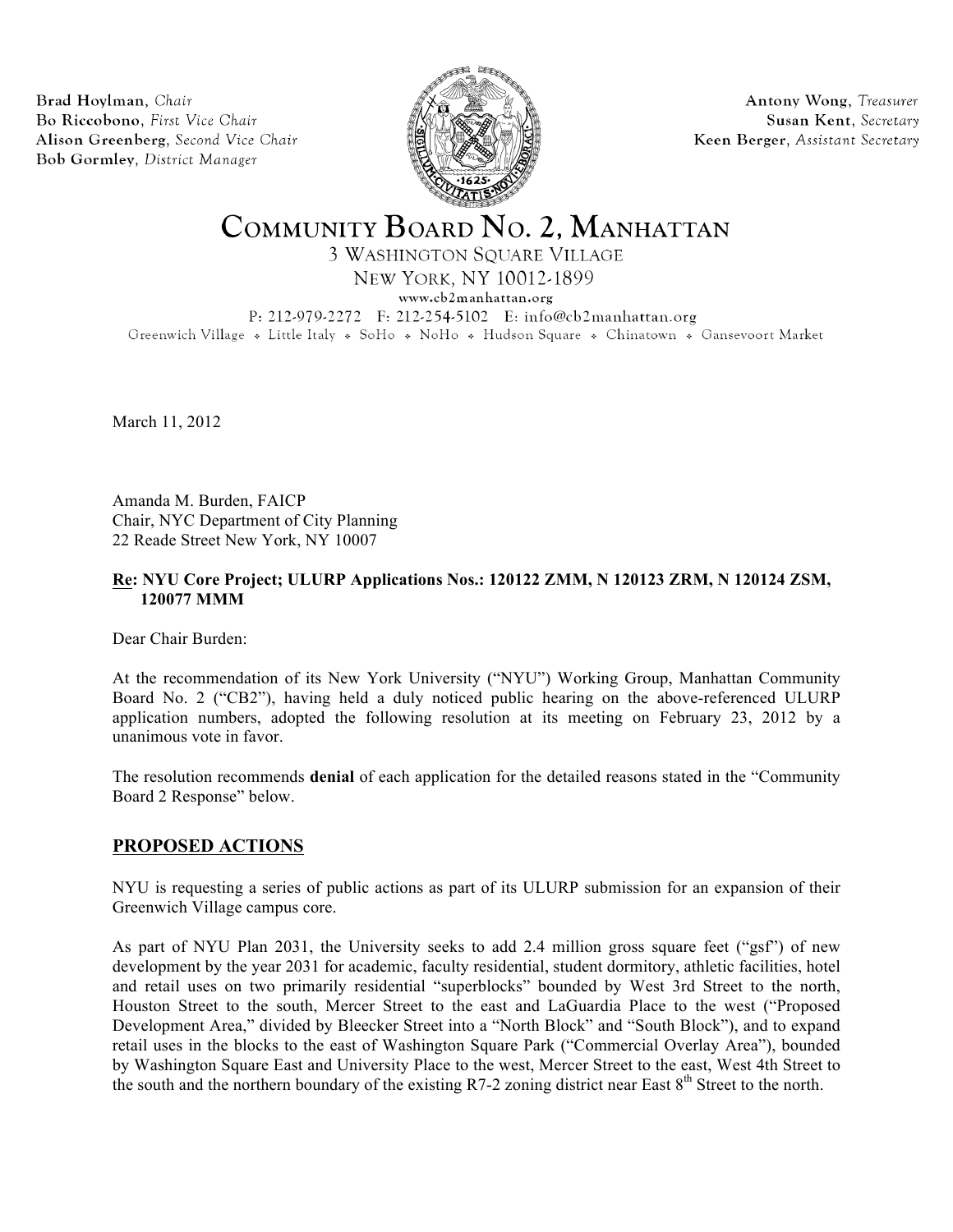**Brad Hoylman**, *Chair*
**Bo Riccobono**, *First Vice Chair*
**Alison Greenberg**, *Second Vice Chair*
**Bob Gormley**, *District Manager*

**Antony Wong**, *Treasurer*
**Susan Kent**, *Secretary*
**Keen Berger**, *Assistant Secretary*

# COMMUNITY BOARD NO. 2, MANHATTAN

3 WASHINGTON SQUARE VILLAGE
NEW YORK, NY 10012-1899
www.cb2manhattan.org
P: 212-979-2272 F: 212-254-5102 E: info@cb2manhattan.org
Greenwich Village ❖ Little Italy ❖ SoHo ❖ NoHo ❖ Hudson Square ❖ Chinatown ❖ Gansevoort Market

March 11, 2012

Amanda M. Burden, FAICP
Chair, NYC Department of City Planning
22 Reade Street New York, NY 10007

**Re: NYU Core Project; ULURP Applications Nos.: 120122 ZMM, N 120123 ZRM, N 120124 ZSM, 120077 MMM**

Dear Chair Burden:

At the recommendation of its New York University ("NYU") Working Group, Manhattan Community Board No. 2 ("CB2"), having held a duly noticed public hearing on the above-referenced ULURP application numbers, adopted the following resolution at its meeting on February 23, 2012 by a unanimous vote in favor.

The resolution recommends **denial** of each application for the detailed reasons stated in the "Community Board 2 Response" below.

## PROPOSED ACTIONS

NYU is requesting a series of public actions as part of its ULURP submission for an expansion of their Greenwich Village campus core.

As part of NYU Plan 2031, the University seeks to add 2.4 million gross square feet ("gsf") of new development by the year 2031 for academic, faculty residential, student dormitory, athletic facilities, hotel and retail uses on two primarily residential "superblocks" bounded by West 3rd Street to the north, Houston Street to the south, Mercer Street to the east and LaGuardia Place to the west ("Proposed Development Area," divided by Bleecker Street into a "North Block" and "South Block"), and to expand retail uses in the blocks to the east of Washington Square Park ("Commercial Overlay Area"), bounded by Washington Square East and University Place to the west, Mercer Street to the east, West 4th Street to the south and the northern boundary of the existing R7-2 zoning district near East 8th Street to the north.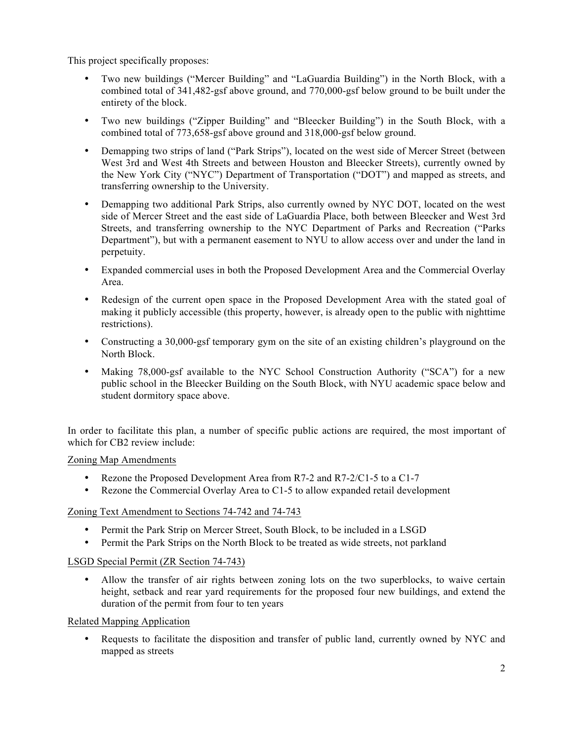This project specifically proposes:

- Two new buildings ("Mercer Building" and "LaGuardia Building") in the North Block, with a combined total of 341,482-gsf above ground, and 770,000-gsf below ground to be built under the entirety of the block.
- Two new buildings ("Zipper Building" and "Bleecker Building") in the South Block, with a combined total of 773,658-gsf above ground and 318,000-gsf below ground.
- Demapping two strips of land ("Park Strips"), located on the west side of Mercer Street (between West 3rd and West 4th Streets and between Houston and Bleecker Streets), currently owned by the New York City ("NYC") Department of Transportation ("DOT") and mapped as streets, and transferring ownership to the University.
- Demapping two additional Park Strips, also currently owned by NYC DOT, located on the west side of Mercer Street and the east side of LaGuardia Place, both between Bleecker and West 3rd Streets, and transferring ownership to the NYC Department of Parks and Recreation ("Parks Department"), but with a permanent easement to NYU to allow access over and under the land in perpetuity.
- Expanded commercial uses in both the Proposed Development Area and the Commercial Overlay Area.
- Redesign of the current open space in the Proposed Development Area with the stated goal of making it publicly accessible (this property, however, is already open to the public with nighttime restrictions).
- Constructing a 30,000-gsf temporary gym on the site of an existing children's playground on the North Block.
- Making 78,000-gsf available to the NYC School Construction Authority ("SCA") for a new public school in the Bleecker Building on the South Block, with NYU academic space below and student dormitory space above.

In order to facilitate this plan, a number of specific public actions are required, the most important of which for CB2 review include:

Zoning Map Amendments

- Rezone the Proposed Development Area from R7-2 and R7-2/C1-5 to a C1-7
- Rezone the Commercial Overlay Area to C1-5 to allow expanded retail development

Zoning Text Amendment to Sections 74-742 and 74-743

- Permit the Park Strip on Mercer Street, South Block, to be included in a LSGD
- Permit the Park Strips on the North Block to be treated as wide streets, not parkland

LSGD Special Permit (ZR Section 74-743)

- Allow the transfer of air rights between zoning lots on the two superblocks, to waive certain height, setback and rear yard requirements for the proposed four new buildings, and extend the duration of the permit from four to ten years

Related Mapping Application

- Requests to facilitate the disposition and transfer of public land, currently owned by NYC and mapped as streets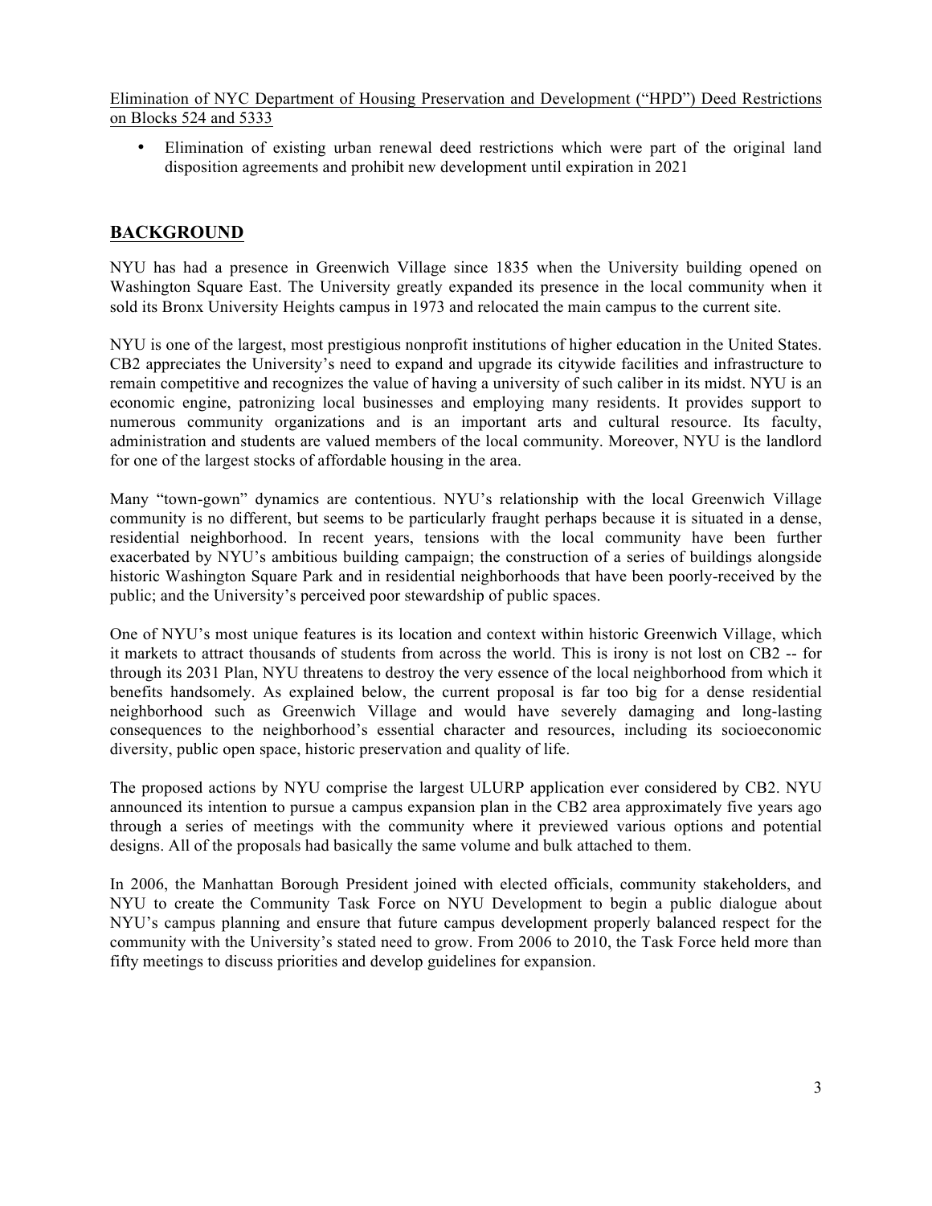Elimination of NYC Department of Housing Preservation and Development ("HPD") Deed Restrictions on Blocks 524 and 5333

- Elimination of existing urban renewal deed restrictions which were part of the original land disposition agreements and prohibit new development until expiration in 2021

## BACKGROUND

NYU has had a presence in Greenwich Village since 1835 when the University building opened on Washington Square East. The University greatly expanded its presence in the local community when it sold its Bronx University Heights campus in 1973 and relocated the main campus to the current site.

NYU is one of the largest, most prestigious nonprofit institutions of higher education in the United States. CB2 appreciates the University's need to expand and upgrade its citywide facilities and infrastructure to remain competitive and recognizes the value of having a university of such caliber in its midst. NYU is an economic engine, patronizing local businesses and employing many residents. It provides support to numerous community organizations and is an important arts and cultural resource. Its faculty, administration and students are valued members of the local community. Moreover, NYU is the landlord for one of the largest stocks of affordable housing in the area.

Many "town-gown" dynamics are contentious. NYU's relationship with the local Greenwich Village community is no different, but seems to be particularly fraught perhaps because it is situated in a dense, residential neighborhood. In recent years, tensions with the local community have been further exacerbated by NYU's ambitious building campaign; the construction of a series of buildings alongside historic Washington Square Park and in residential neighborhoods that have been poorly-received by the public; and the University's perceived poor stewardship of public spaces.

One of NYU's most unique features is its location and context within historic Greenwich Village, which it markets to attract thousands of students from across the world. This is irony is not lost on CB2 -- for through its 2031 Plan, NYU threatens to destroy the very essence of the local neighborhood from which it benefits handsomely. As explained below, the current proposal is far too big for a dense residential neighborhood such as Greenwich Village and would have severely damaging and long-lasting consequences to the neighborhood's essential character and resources, including its socioeconomic diversity, public open space, historic preservation and quality of life.

The proposed actions by NYU comprise the largest ULURP application ever considered by CB2. NYU announced its intention to pursue a campus expansion plan in the CB2 area approximately five years ago through a series of meetings with the community where it previewed various options and potential designs. All of the proposals had basically the same volume and bulk attached to them.

In 2006, the Manhattan Borough President joined with elected officials, community stakeholders, and NYU to create the Community Task Force on NYU Development to begin a public dialogue about NYU's campus planning and ensure that future campus development properly balanced respect for the community with the University's stated need to grow. From 2006 to 2010, the Task Force held more than fifty meetings to discuss priorities and develop guidelines for expansion.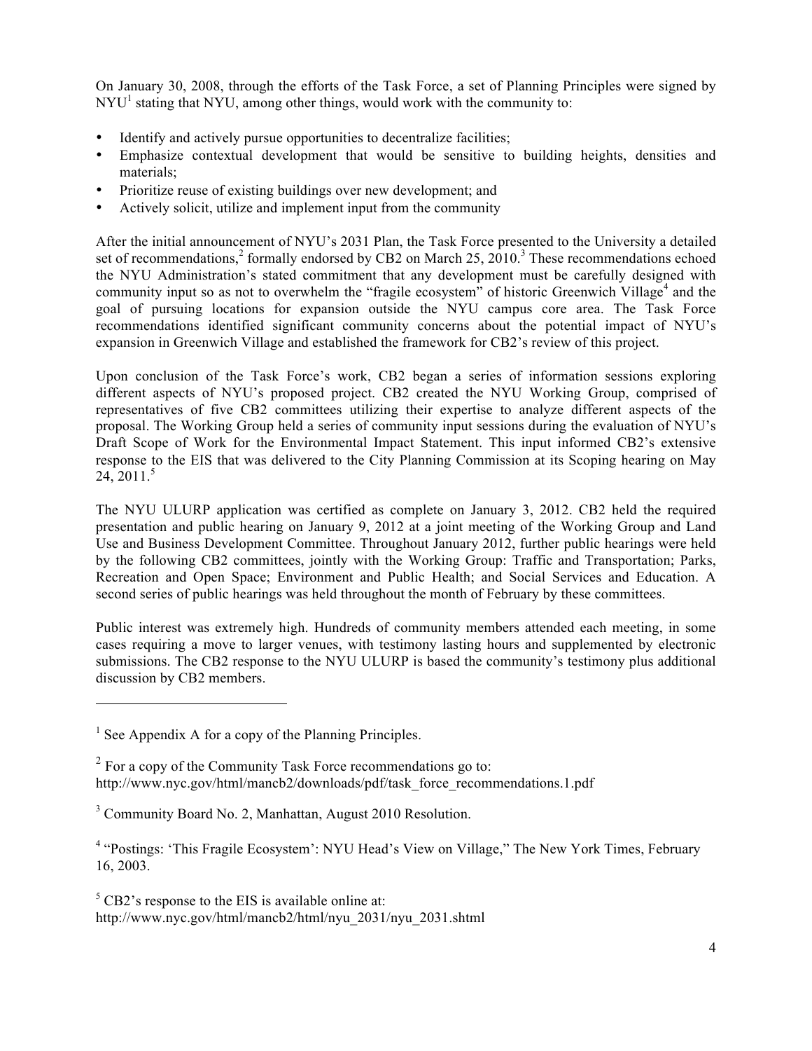On January 30, 2008, through the efforts of the Task Force, a set of Planning Principles were signed by NYU[1] stating that NYU, among other things, would work with the community to:

- Identify and actively pursue opportunities to decentralize facilities;
- Emphasize contextual development that would be sensitive to building heights, densities and materials;
- Prioritize reuse of existing buildings over new development; and
- Actively solicit, utilize and implement input from the community

After the initial announcement of NYU's 2031 Plan, the Task Force presented to the University a detailed set of recommendations,[2] formally endorsed by CB2 on March 25, 2010.[3] These recommendations echoed the NYU Administration's stated commitment that any development must be carefully designed with community input so as not to overwhelm the "fragile ecosystem" of historic Greenwich Village[4] and the goal of pursuing locations for expansion outside the NYU campus core area. The Task Force recommendations identified significant community concerns about the potential impact of NYU's expansion in Greenwich Village and established the framework for CB2's review of this project.

Upon conclusion of the Task Force's work, CB2 began a series of information sessions exploring different aspects of NYU's proposed project. CB2 created the NYU Working Group, comprised of representatives of five CB2 committees utilizing their expertise to analyze different aspects of the proposal. The Working Group held a series of community input sessions during the evaluation of NYU's Draft Scope of Work for the Environmental Impact Statement. This input informed CB2's extensive response to the EIS that was delivered to the City Planning Commission at its Scoping hearing on May 24, 2011.[5]

The NYU ULURP application was certified as complete on January 3, 2012. CB2 held the required presentation and public hearing on January 9, 2012 at a joint meeting of the Working Group and Land Use and Business Development Committee. Throughout January 2012, further public hearings were held by the following CB2 committees, jointly with the Working Group: Traffic and Transportation; Parks, Recreation and Open Space; Environment and Public Health; and Social Services and Education. A second series of public hearings was held throughout the month of February by these committees.

Public interest was extremely high. Hundreds of community members attended each meeting, in some cases requiring a move to larger venues, with testimony lasting hours and supplemented by electronic submissions. The CB2 response to the NYU ULURP is based the community's testimony plus additional discussion by CB2 members.

---

[1] See Appendix A for a copy of the Planning Principles.

[2] For a copy of the Community Task Force recommendations go to: http://www.nyc.gov/html/mancb2/downloads/pdf/task_force_recommendations.1.pdf

[3] Community Board No. 2, Manhattan, August 2010 Resolution.

[4] "Postings: 'This Fragile Ecosystem': NYU Head's View on Village," The New York Times, February 16, 2003.

[5] CB2's response to the EIS is available online at: http://www.nyc.gov/html/mancb2/html/nyu_2031/nyu_2031.shtml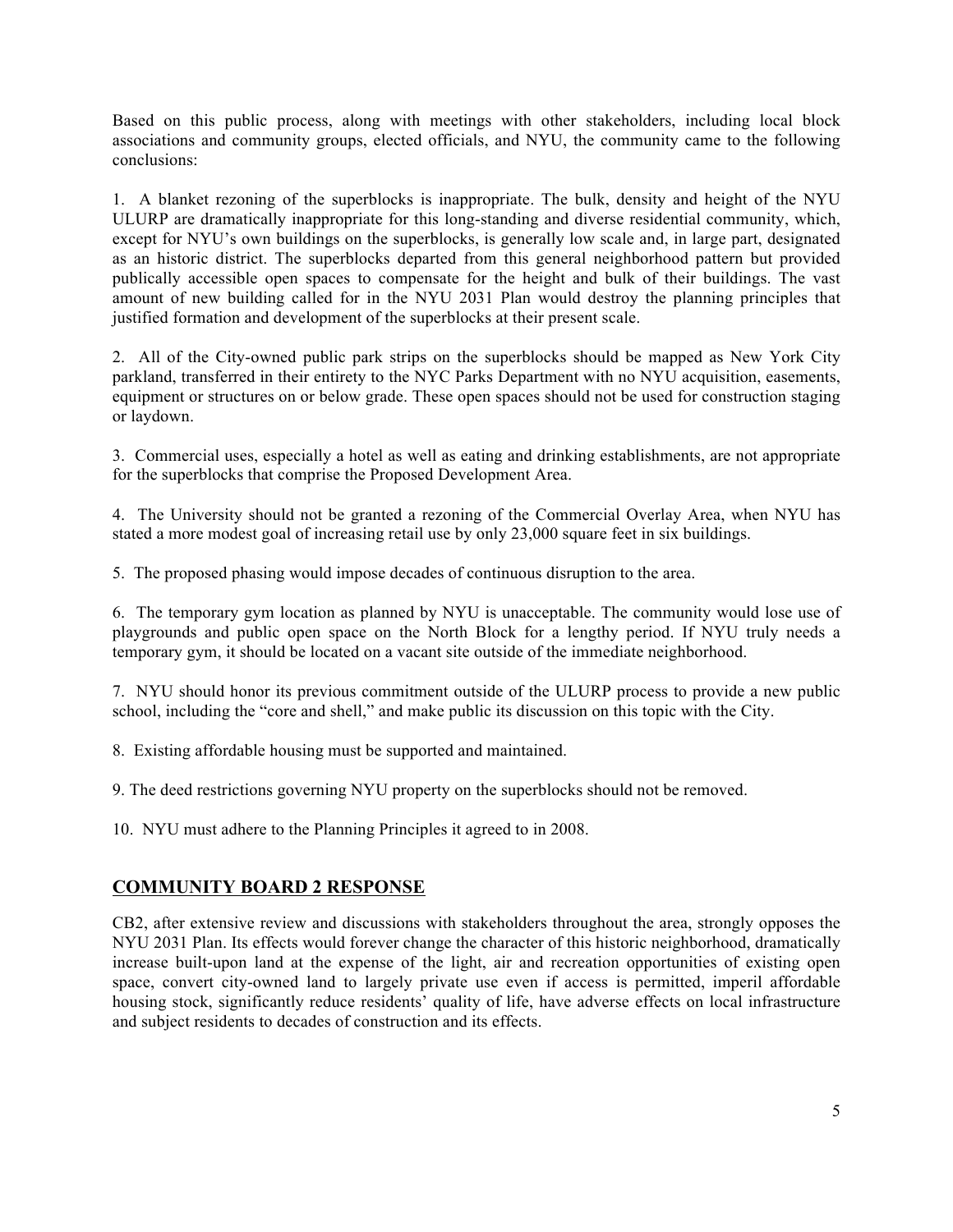Based on this public process, along with meetings with other stakeholders, including local block associations and community groups, elected officials, and NYU, the community came to the following conclusions:

1. A blanket rezoning of the superblocks is inappropriate. The bulk, density and height of the NYU ULURP are dramatically inappropriate for this long-standing and diverse residential community, which, except for NYU's own buildings on the superblocks, is generally low scale and, in large part, designated as an historic district. The superblocks departed from this general neighborhood pattern but provided publically accessible open spaces to compensate for the height and bulk of their buildings. The vast amount of new building called for in the NYU 2031 Plan would destroy the planning principles that justified formation and development of the superblocks at their present scale.

2. All of the City-owned public park strips on the superblocks should be mapped as New York City parkland, transferred in their entirety to the NYC Parks Department with no NYU acquisition, easements, equipment or structures on or below grade. These open spaces should not be used for construction staging or laydown.

3. Commercial uses, especially a hotel as well as eating and drinking establishments, are not appropriate for the superblocks that comprise the Proposed Development Area.

4. The University should not be granted a rezoning of the Commercial Overlay Area, when NYU has stated a more modest goal of increasing retail use by only 23,000 square feet in six buildings.

5. The proposed phasing would impose decades of continuous disruption to the area.

6. The temporary gym location as planned by NYU is unacceptable. The community would lose use of playgrounds and public open space on the North Block for a lengthy period. If NYU truly needs a temporary gym, it should be located on a vacant site outside of the immediate neighborhood.

7. NYU should honor its previous commitment outside of the ULURP process to provide a new public school, including the "core and shell," and make public its discussion on this topic with the City.

8. Existing affordable housing must be supported and maintained.

9. The deed restrictions governing NYU property on the superblocks should not be removed.

10. NYU must adhere to the Planning Principles it agreed to in 2008.

## COMMUNITY BOARD 2 RESPONSE

CB2, after extensive review and discussions with stakeholders throughout the area, strongly opposes the NYU 2031 Plan. Its effects would forever change the character of this historic neighborhood, dramatically increase built-upon land at the expense of the light, air and recreation opportunities of existing open space, convert city-owned land to largely private use even if access is permitted, imperil affordable housing stock, significantly reduce residents' quality of life, have adverse effects on local infrastructure and subject residents to decades of construction and its effects.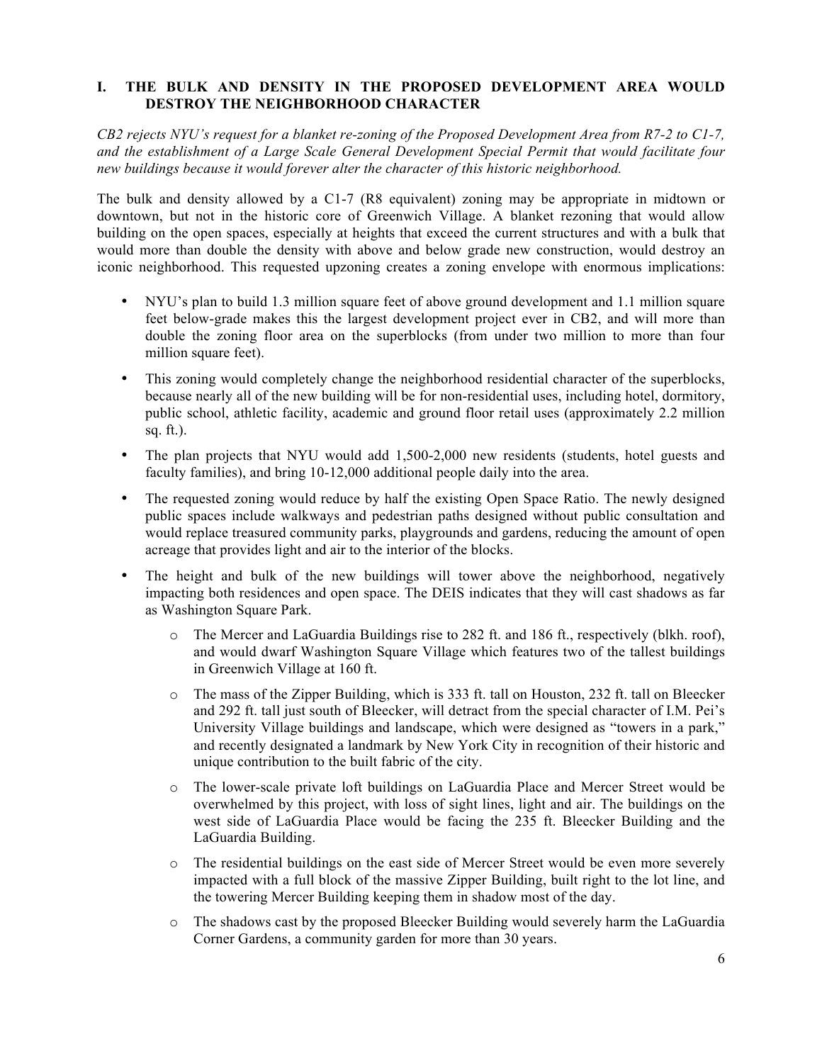## I. THE BULK AND DENSITY IN THE PROPOSED DEVELOPMENT AREA WOULD DESTROY THE NEIGHBORHOOD CHARACTER

*CB2 rejects NYU's request for a blanket re-zoning of the Proposed Development Area from R7-2 to C1-7, and the establishment of a Large Scale General Development Special Permit that would facilitate four new buildings because it would forever alter the character of this historic neighborhood.*

The bulk and density allowed by a C1-7 (R8 equivalent) zoning may be appropriate in midtown or downtown, but not in the historic core of Greenwich Village. A blanket rezoning that would allow building on the open spaces, especially at heights that exceed the current structures and with a bulk that would more than double the density with above and below grade new construction, would destroy an iconic neighborhood. This requested upzoning creates a zoning envelope with enormous implications:

- NYU's plan to build 1.3 million square feet of above ground development and 1.1 million square feet below-grade makes this the largest development project ever in CB2, and will more than double the zoning floor area on the superblocks (from under two million to more than four million square feet).
- This zoning would completely change the neighborhood residential character of the superblocks, because nearly all of the new building will be for non-residential uses, including hotel, dormitory, public school, athletic facility, academic and ground floor retail uses (approximately 2.2 million sq. ft.).
- The plan projects that NYU would add 1,500-2,000 new residents (students, hotel guests and faculty families), and bring 10-12,000 additional people daily into the area.
- The requested zoning would reduce by half the existing Open Space Ratio. The newly designed public spaces include walkways and pedestrian paths designed without public consultation and would replace treasured community parks, playgrounds and gardens, reducing the amount of open acreage that provides light and air to the interior of the blocks.
- The height and bulk of the new buildings will tower above the neighborhood, negatively impacting both residences and open space. The DEIS indicates that they will cast shadows as far as Washington Square Park.
  - The Mercer and LaGuardia Buildings rise to 282 ft. and 186 ft., respectively (blkh. roof), and would dwarf Washington Square Village which features two of the tallest buildings in Greenwich Village at 160 ft.
  - The mass of the Zipper Building, which is 333 ft. tall on Houston, 232 ft. tall on Bleecker and 292 ft. tall just south of Bleecker, will detract from the special character of I.M. Pei's University Village buildings and landscape, which were designed as "towers in a park," and recently designated a landmark by New York City in recognition of their historic and unique contribution to the built fabric of the city.
  - The lower-scale private loft buildings on LaGuardia Place and Mercer Street would be overwhelmed by this project, with loss of sight lines, light and air. The buildings on the west side of LaGuardia Place would be facing the 235 ft. Bleecker Building and the LaGuardia Building.
  - The residential buildings on the east side of Mercer Street would be even more severely impacted with a full block of the massive Zipper Building, built right to the lot line, and the towering Mercer Building keeping them in shadow most of the day.
  - The shadows cast by the proposed Bleecker Building would severely harm the LaGuardia Corner Gardens, a community garden for more than 30 years.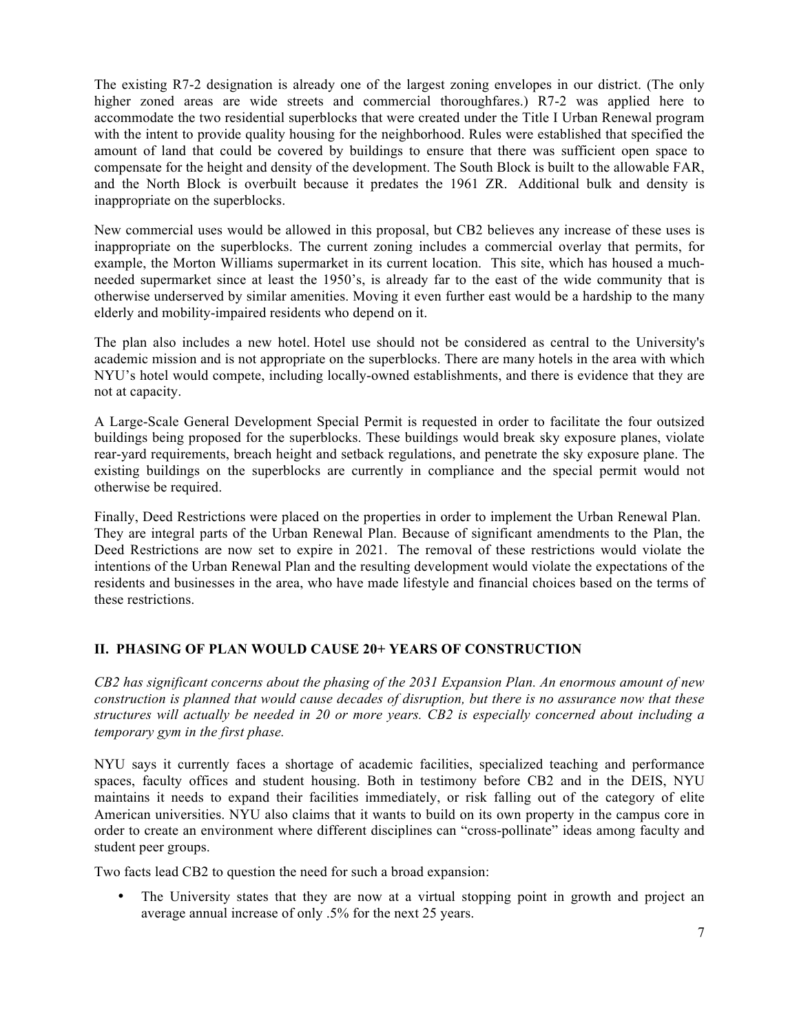The existing R7-2 designation is already one of the largest zoning envelopes in our district. (The only higher zoned areas are wide streets and commercial thoroughfares.) R7-2 was applied here to accommodate the two residential superblocks that were created under the Title I Urban Renewal program with the intent to provide quality housing for the neighborhood. Rules were established that specified the amount of land that could be covered by buildings to ensure that there was sufficient open space to compensate for the height and density of the development. The South Block is built to the allowable FAR, and the North Block is overbuilt because it predates the 1961 ZR. Additional bulk and density is inappropriate on the superblocks.

New commercial uses would be allowed in this proposal, but CB2 believes any increase of these uses is inappropriate on the superblocks. The current zoning includes a commercial overlay that permits, for example, the Morton Williams supermarket in its current location. This site, which has housed a much-needed supermarket since at least the 1950's, is already far to the east of the wide community that is otherwise underserved by similar amenities. Moving it even further east would be a hardship to the many elderly and mobility-impaired residents who depend on it.

The plan also includes a new hotel. Hotel use should not be considered as central to the University's academic mission and is not appropriate on the superblocks. There are many hotels in the area with which NYU's hotel would compete, including locally-owned establishments, and there is evidence that they are not at capacity.

A Large-Scale General Development Special Permit is requested in order to facilitate the four outsized buildings being proposed for the superblocks. These buildings would break sky exposure planes, violate rear-yard requirements, breach height and setback regulations, and penetrate the sky exposure plane. The existing buildings on the superblocks are currently in compliance and the special permit would not otherwise be required.

Finally, Deed Restrictions were placed on the properties in order to implement the Urban Renewal Plan. They are integral parts of the Urban Renewal Plan. Because of significant amendments to the Plan, the Deed Restrictions are now set to expire in 2021. The removal of these restrictions would violate the intentions of the Urban Renewal Plan and the resulting development would violate the expectations of the residents and businesses in the area, who have made lifestyle and financial choices based on the terms of these restrictions.

## II. PHASING OF PLAN WOULD CAUSE 20+ YEARS OF CONSTRUCTION

*CB2 has significant concerns about the phasing of the 2031 Expansion Plan. An enormous amount of new construction is planned that would cause decades of disruption, but there is no assurance now that these structures will actually be needed in 20 or more years. CB2 is especially concerned about including a temporary gym in the first phase.*

NYU says it currently faces a shortage of academic facilities, specialized teaching and performance spaces, faculty offices and student housing. Both in testimony before CB2 and in the DEIS, NYU maintains it needs to expand their facilities immediately, or risk falling out of the category of elite American universities. NYU also claims that it wants to build on its own property in the campus core in order to create an environment where different disciplines can "cross-pollinate" ideas among faculty and student peer groups.

Two facts lead CB2 to question the need for such a broad expansion:

- The University states that they are now at a virtual stopping point in growth and project an average annual increase of only .5% for the next 25 years.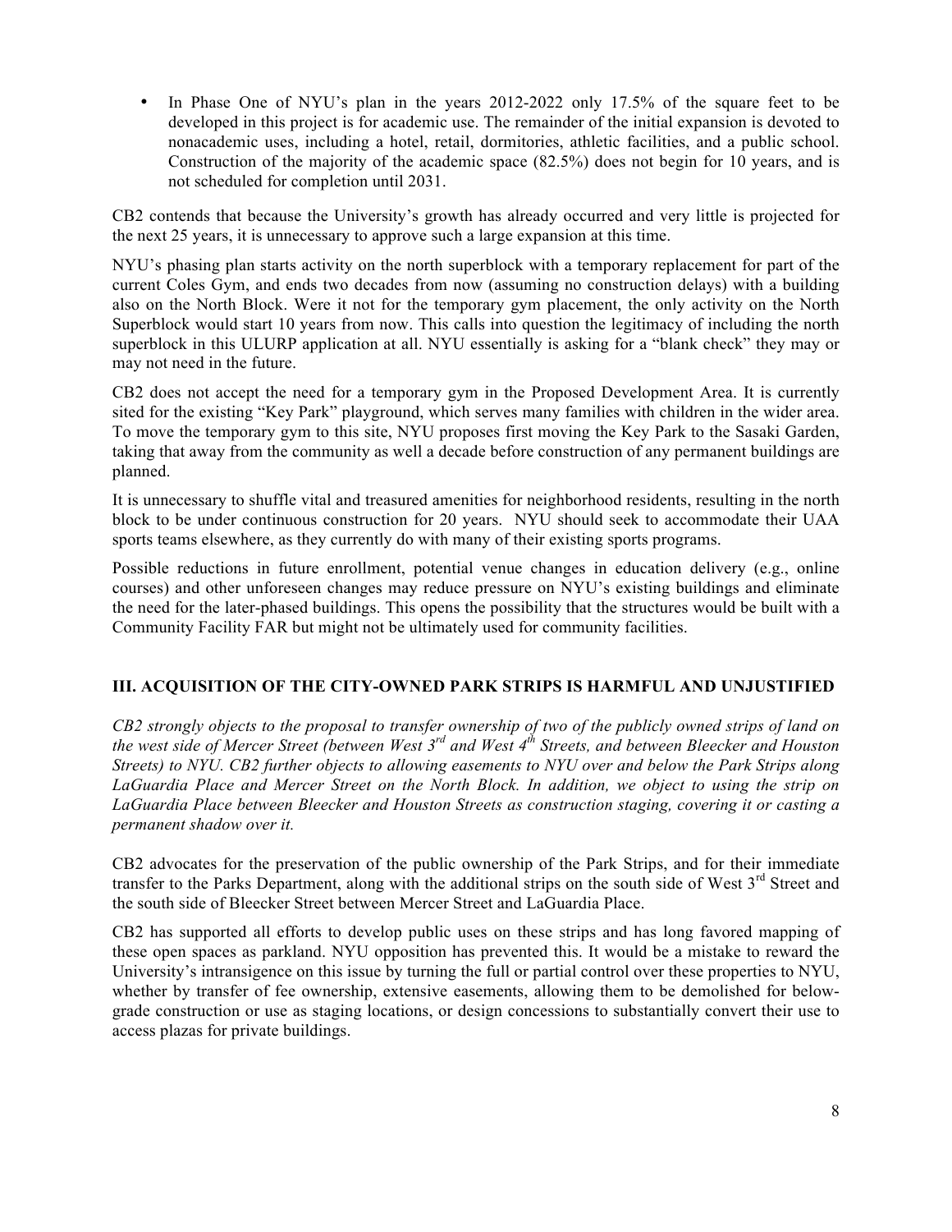- In Phase One of NYU's plan in the years 2012-2022 only 17.5% of the square feet to be developed in this project is for academic use. The remainder of the initial expansion is devoted to nonacademic uses, including a hotel, retail, dormitories, athletic facilities, and a public school. Construction of the majority of the academic space (82.5%) does not begin for 10 years, and is not scheduled for completion until 2031.

CB2 contends that because the University's growth has already occurred and very little is projected for the next 25 years, it is unnecessary to approve such a large expansion at this time.

NYU's phasing plan starts activity on the north superblock with a temporary replacement for part of the current Coles Gym, and ends two decades from now (assuming no construction delays) with a building also on the North Block. Were it not for the temporary gym placement, the only activity on the North Superblock would start 10 years from now. This calls into question the legitimacy of including the north superblock in this ULURP application at all. NYU essentially is asking for a "blank check" they may or may not need in the future.

CB2 does not accept the need for a temporary gym in the Proposed Development Area. It is currently sited for the existing "Key Park" playground, which serves many families with children in the wider area. To move the temporary gym to this site, NYU proposes first moving the Key Park to the Sasaki Garden, taking that away from the community as well a decade before construction of any permanent buildings are planned.

It is unnecessary to shuffle vital and treasured amenities for neighborhood residents, resulting in the north block to be under continuous construction for 20 years. NYU should seek to accommodate their UAA sports teams elsewhere, as they currently do with many of their existing sports programs.

Possible reductions in future enrollment, potential venue changes in education delivery (e.g., online courses) and other unforeseen changes may reduce pressure on NYU's existing buildings and eliminate the need for the later-phased buildings. This opens the possibility that the structures would be built with a Community Facility FAR but might not be ultimately used for community facilities.

## III. ACQUISITION OF THE CITY-OWNED PARK STRIPS IS HARMFUL AND UNJUSTIFIED

*CB2 strongly objects to the proposal to transfer ownership of two of the publicly owned strips of land on the west side of Mercer Street (between West 3rd and West 4th Streets, and between Bleecker and Houston Streets) to NYU. CB2 further objects to allowing easements to NYU over and below the Park Strips along LaGuardia Place and Mercer Street on the North Block. In addition, we object to using the strip on LaGuardia Place between Bleecker and Houston Streets as construction staging, covering it or casting a permanent shadow over it.*

CB2 advocates for the preservation of the public ownership of the Park Strips, and for their immediate transfer to the Parks Department, along with the additional strips on the south side of West 3rd Street and the south side of Bleecker Street between Mercer Street and LaGuardia Place.

CB2 has supported all efforts to develop public uses on these strips and has long favored mapping of these open spaces as parkland. NYU opposition has prevented this. It would be a mistake to reward the University's intransigence on this issue by turning the full or partial control over these properties to NYU, whether by transfer of fee ownership, extensive easements, allowing them to be demolished for below-grade construction or use as staging locations, or design concessions to substantially convert their use to access plazas for private buildings.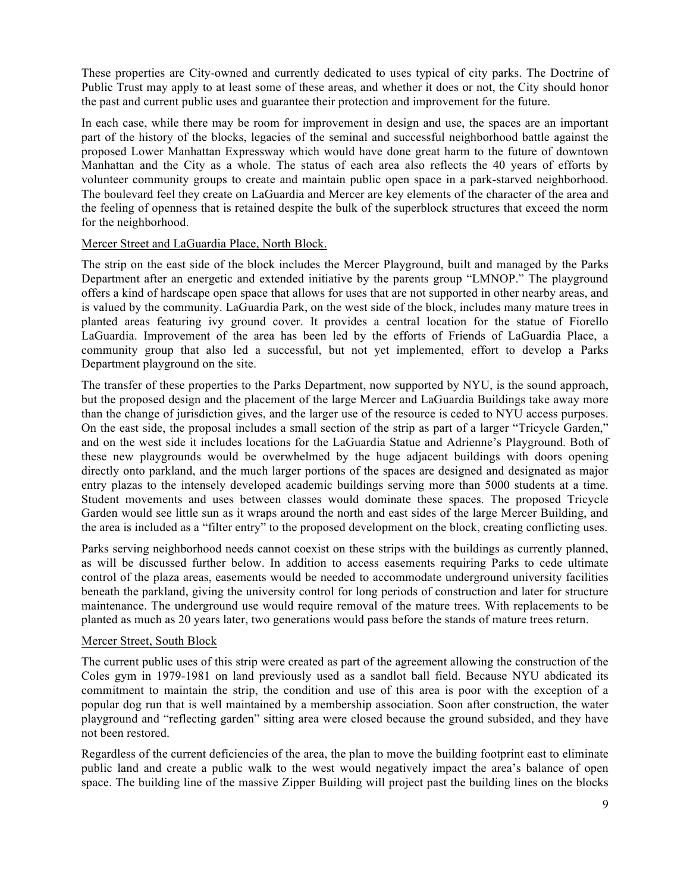These properties are City-owned and currently dedicated to uses typical of city parks. The Doctrine of Public Trust may apply to at least some of these areas, and whether it does or not, the City should honor the past and current public uses and guarantee their protection and improvement for the future.

In each case, while there may be room for improvement in design and use, the spaces are an important part of the history of the blocks, legacies of the seminal and successful neighborhood battle against the proposed Lower Manhattan Expressway which would have done great harm to the future of downtown Manhattan and the City as a whole. The status of each area also reflects the 40 years of efforts by volunteer community groups to create and maintain public open space in a park-starved neighborhood. The boulevard feel they create on LaGuardia and Mercer are key elements of the character of the area and the feeling of openness that is retained despite the bulk of the superblock structures that exceed the norm for the neighborhood.

Mercer Street and LaGuardia Place, North Block.

The strip on the east side of the block includes the Mercer Playground, built and managed by the Parks Department after an energetic and extended initiative by the parents group "LMNOP." The playground offers a kind of hardscape open space that allows for uses that are not supported in other nearby areas, and is valued by the community. LaGuardia Park, on the west side of the block, includes many mature trees in planted areas featuring ivy ground cover. It provides a central location for the statue of Fiorello LaGuardia. Improvement of the area has been led by the efforts of Friends of LaGuardia Place, a community group that also led a successful, but not yet implemented, effort to develop a Parks Department playground on the site.

The transfer of these properties to the Parks Department, now supported by NYU, is the sound approach, but the proposed design and the placement of the large Mercer and LaGuardia Buildings take away more than the change of jurisdiction gives, and the larger use of the resource is ceded to NYU access purposes. On the east side, the proposal includes a small section of the strip as part of a larger "Tricycle Garden," and on the west side it includes locations for the LaGuardia Statue and Adrienne's Playground. Both of these new playgrounds would be overwhelmed by the huge adjacent buildings with doors opening directly onto parkland, and the much larger portions of the spaces are designed and designated as major entry plazas to the intensely developed academic buildings serving more than 5000 students at a time. Student movements and uses between classes would dominate these spaces. The proposed Tricycle Garden would see little sun as it wraps around the north and east sides of the large Mercer Building, and the area is included as a "filter entry" to the proposed development on the block, creating conflicting uses.

Parks serving neighborhood needs cannot coexist on these strips with the buildings as currently planned, as will be discussed further below. In addition to access easements requiring Parks to cede ultimate control of the plaza areas, easements would be needed to accommodate underground university facilities beneath the parkland, giving the university control for long periods of construction and later for structure maintenance. The underground use would require removal of the mature trees. With replacements to be planted as much as 20 years later, two generations would pass before the stands of mature trees return.

Mercer Street, South Block

The current public uses of this strip were created as part of the agreement allowing the construction of the Coles gym in 1979-1981 on land previously used as a sandlot ball field. Because NYU abdicated its commitment to maintain the strip, the condition and use of this area is poor with the exception of a popular dog run that is well maintained by a membership association. Soon after construction, the water playground and "reflecting garden" sitting area were closed because the ground subsided, and they have not been restored.

Regardless of the current deficiencies of the area, the plan to move the building footprint east to eliminate public land and create a public walk to the west would negatively impact the area's balance of open space. The building line of the massive Zipper Building will project past the building lines on the blocks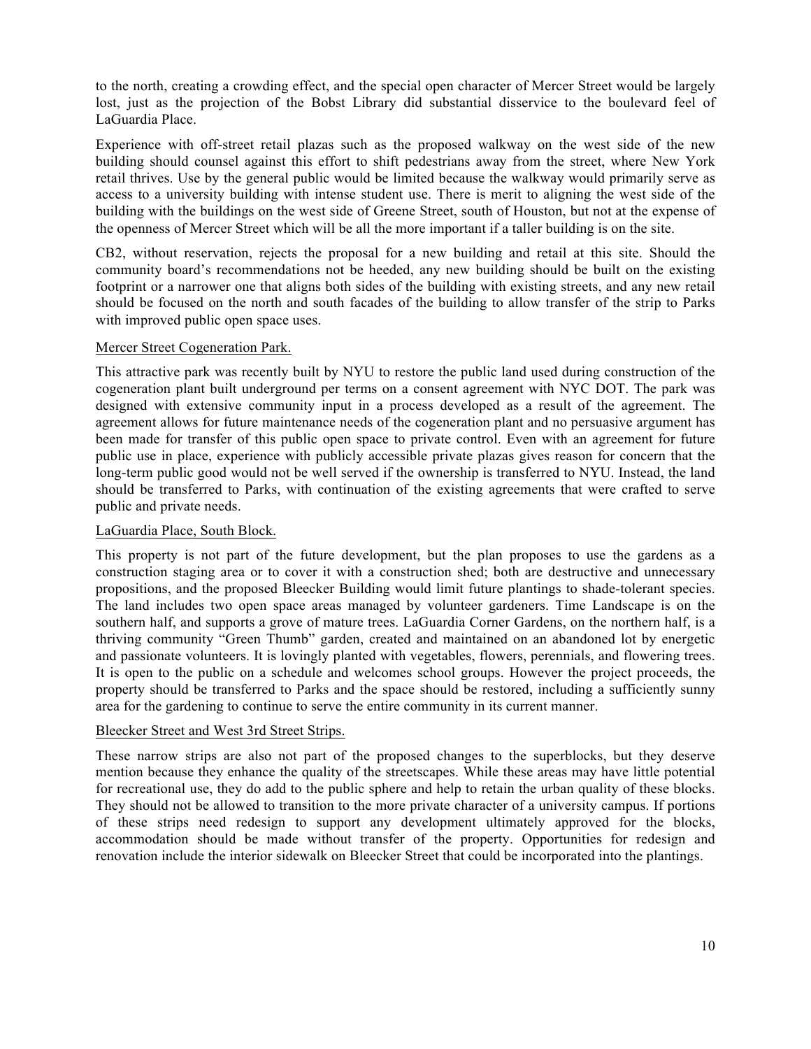to the north, creating a crowding effect, and the special open character of Mercer Street would be largely lost, just as the projection of the Bobst Library did substantial disservice to the boulevard feel of LaGuardia Place.

Experience with off-street retail plazas such as the proposed walkway on the west side of the new building should counsel against this effort to shift pedestrians away from the street, where New York retail thrives. Use by the general public would be limited because the walkway would primarily serve as access to a university building with intense student use. There is merit to aligning the west side of the building with the buildings on the west side of Greene Street, south of Houston, but not at the expense of the openness of Mercer Street which will be all the more important if a taller building is on the site.

CB2, without reservation, rejects the proposal for a new building and retail at this site. Should the community board's recommendations not be heeded, any new building should be built on the existing footprint or a narrower one that aligns both sides of the building with existing streets, and any new retail should be focused on the north and south facades of the building to allow transfer of the strip to Parks with improved public open space uses.

<u>Mercer Street Cogeneration Park.</u>

This attractive park was recently built by NYU to restore the public land used during construction of the cogeneration plant built underground per terms on a consent agreement with NYC DOT. The park was designed with extensive community input in a process developed as a result of the agreement. The agreement allows for future maintenance needs of the cogeneration plant and no persuasive argument has been made for transfer of this public open space to private control. Even with an agreement for future public use in place, experience with publicly accessible private plazas gives reason for concern that the long-term public good would not be well served if the ownership is transferred to NYU. Instead, the land should be transferred to Parks, with continuation of the existing agreements that were crafted to serve public and private needs.

<u>LaGuardia Place, South Block.</u>

This property is not part of the future development, but the plan proposes to use the gardens as a construction staging area or to cover it with a construction shed; both are destructive and unnecessary propositions, and the proposed Bleecker Building would limit future plantings to shade-tolerant species. The land includes two open space areas managed by volunteer gardeners. Time Landscape is on the southern half, and supports a grove of mature trees. LaGuardia Corner Gardens, on the northern half, is a thriving community "Green Thumb" garden, created and maintained on an abandoned lot by energetic and passionate volunteers. It is lovingly planted with vegetables, flowers, perennials, and flowering trees. It is open to the public on a schedule and welcomes school groups. However the project proceeds, the property should be transferred to Parks and the space should be restored, including a sufficiently sunny area for the gardening to continue to serve the entire community in its current manner.

<u>Bleecker Street and West 3rd Street Strips.</u>

These narrow strips are also not part of the proposed changes to the superblocks, but they deserve mention because they enhance the quality of the streetscapes. While these areas may have little potential for recreational use, they do add to the public sphere and help to retain the urban quality of these blocks. They should not be allowed to transition to the more private character of a university campus. If portions of these strips need redesign to support any development ultimately approved for the blocks, accommodation should be made without transfer of the property. Opportunities for redesign and renovation include the interior sidewalk on Bleecker Street that could be incorporated into the plantings.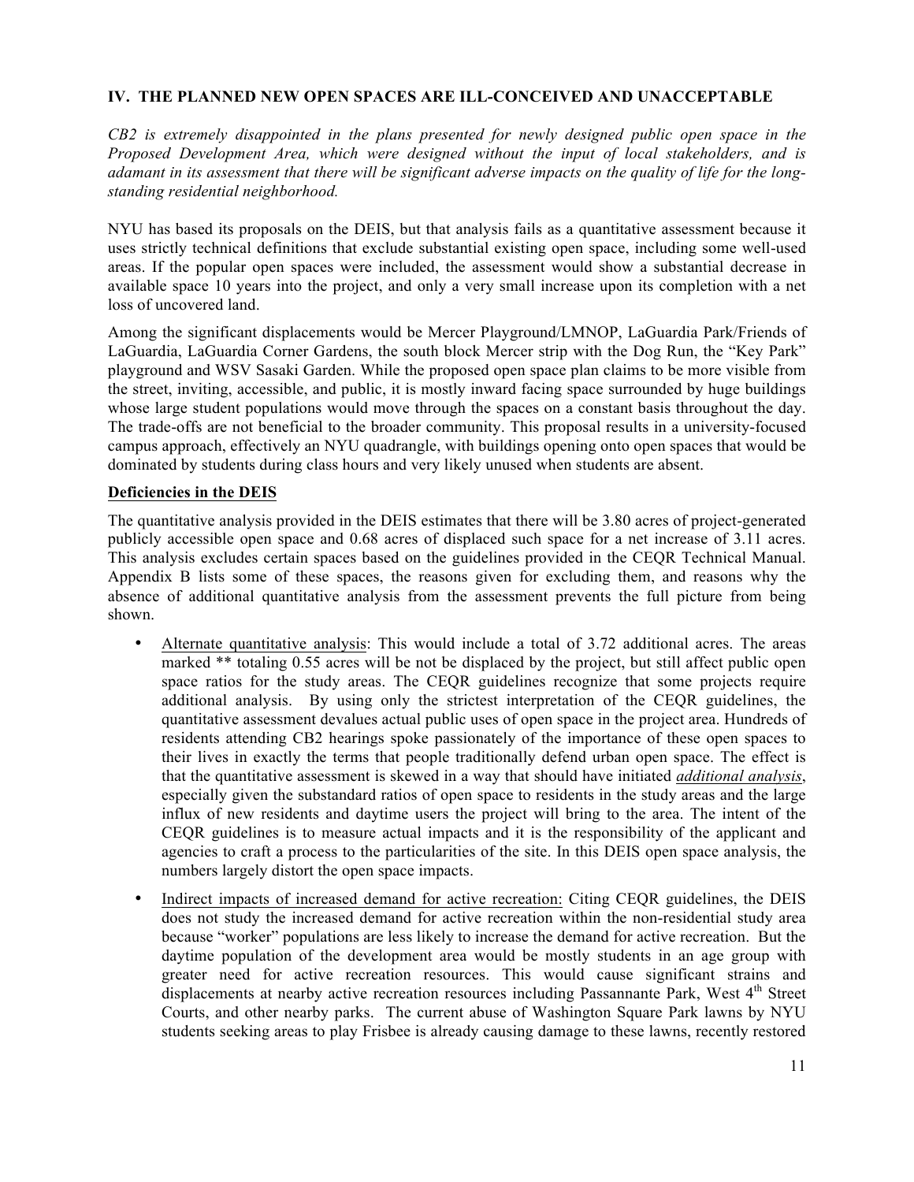## IV. THE PLANNED NEW OPEN SPACES ARE ILL-CONCEIVED AND UNACCEPTABLE

*CB2 is extremely disappointed in the plans presented for newly designed public open space in the Proposed Development Area, which were designed without the input of local stakeholders, and is adamant in its assessment that there will be significant adverse impacts on the quality of life for the long-standing residential neighborhood.*

NYU has based its proposals on the DEIS, but that analysis fails as a quantitative assessment because it uses strictly technical definitions that exclude substantial existing open space, including some well-used areas. If the popular open spaces were included, the assessment would show a substantial decrease in available space 10 years into the project, and only a very small increase upon its completion with a net loss of uncovered land.

Among the significant displacements would be Mercer Playground/LMNOP, LaGuardia Park/Friends of LaGuardia, LaGuardia Corner Gardens, the south block Mercer strip with the Dog Run, the "Key Park" playground and WSV Sasaki Garden. While the proposed open space plan claims to be more visible from the street, inviting, accessible, and public, it is mostly inward facing space surrounded by huge buildings whose large student populations would move through the spaces on a constant basis throughout the day. The trade-offs are not beneficial to the broader community. This proposal results in a university-focused campus approach, effectively an NYU quadrangle, with buildings opening onto open spaces that would be dominated by students during class hours and very likely unused when students are absent.

**Deficiencies in the DEIS**

The quantitative analysis provided in the DEIS estimates that there will be 3.80 acres of project-generated publicly accessible open space and 0.68 acres of displaced such space for a net increase of 3.11 acres. This analysis excludes certain spaces based on the guidelines provided in the CEQR Technical Manual. Appendix B lists some of these spaces, the reasons given for excluding them, and reasons why the absence of additional quantitative analysis from the assessment prevents the full picture from being shown.

- Alternate quantitative analysis: This would include a total of 3.72 additional acres. The areas marked ** totaling 0.55 acres will be not be displaced by the project, but still affect public open space ratios for the study areas. The CEQR guidelines recognize that some projects require additional analysis. By using only the strictest interpretation of the CEQR guidelines, the quantitative assessment devalues actual public uses of open space in the project area. Hundreds of residents attending CB2 hearings spoke passionately of the importance of these open spaces to their lives in exactly the terms that people traditionally defend urban open space. The effect is that the quantitative assessment is skewed in a way that should have initiated ***additional analysis***, especially given the substandard ratios of open space to residents in the study areas and the large influx of new residents and daytime users the project will bring to the area. The intent of the CEQR guidelines is to measure actual impacts and it is the responsibility of the applicant and agencies to craft a process to the particularities of the site. In this DEIS open space analysis, the numbers largely distort the open space impacts.
- Indirect impacts of increased demand for active recreation: Citing CEQR guidelines, the DEIS does not study the increased demand for active recreation within the non-residential study area because "worker" populations are less likely to increase the demand for active recreation. But the daytime population of the development area would be mostly students in an age group with greater need for active recreation resources. This would cause significant strains and displacements at nearby active recreation resources including Passannante Park, West 4th Street Courts, and other nearby parks. The current abuse of Washington Square Park lawns by NYU students seeking areas to play Frisbee is already causing damage to these lawns, recently restored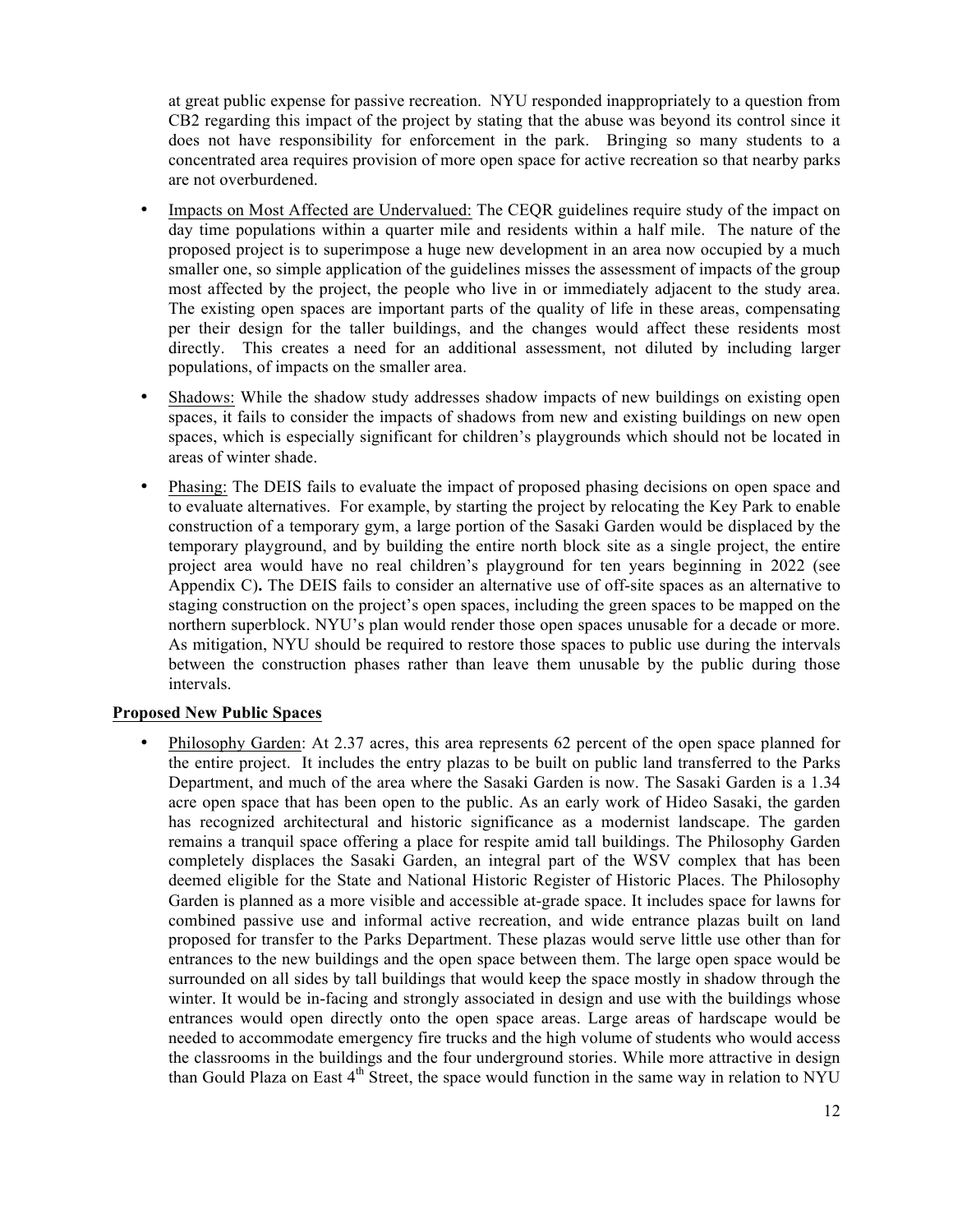at great public expense for passive recreation. NYU responded inappropriately to a question from CB2 regarding this impact of the project by stating that the abuse was beyond its control since it does not have responsibility for enforcement in the park. Bringing so many students to a concentrated area requires provision of more open space for active recreation so that nearby parks are not overburdened.

- Impacts on Most Affected are Undervalued: The CEQR guidelines require study of the impact on day time populations within a quarter mile and residents within a half mile. The nature of the proposed project is to superimpose a huge new development in an area now occupied by a much smaller one, so simple application of the guidelines misses the assessment of impacts of the group most affected by the project, the people who live in or immediately adjacent to the study area. The existing open spaces are important parts of the quality of life in these areas, compensating per their design for the taller buildings, and the changes would affect these residents most directly. This creates a need for an additional assessment, not diluted by including larger populations, of impacts on the smaller area.

- Shadows: While the shadow study addresses shadow impacts of new buildings on existing open spaces, it fails to consider the impacts of shadows from new and existing buildings on new open spaces, which is especially significant for children's playgrounds which should not be located in areas of winter shade.

- Phasing: The DEIS fails to evaluate the impact of proposed phasing decisions on open space and to evaluate alternatives. For example, by starting the project by relocating the Key Park to enable construction of a temporary gym, a large portion of the Sasaki Garden would be displaced by the temporary playground, and by building the entire north block site as a single project, the entire project area would have no real children's playground for ten years beginning in 2022 (see Appendix C). The DEIS fails to consider an alternative use of off-site spaces as an alternative to staging construction on the project's open spaces, including the green spaces to be mapped on the northern superblock. NYU's plan would render those open spaces unusable for a decade or more. As mitigation, NYU should be required to restore those spaces to public use during the intervals between the construction phases rather than leave them unusable by the public during those intervals.

**Proposed New Public Spaces**

- Philosophy Garden: At 2.37 acres, this area represents 62 percent of the open space planned for the entire project. It includes the entry plazas to be built on public land transferred to the Parks Department, and much of the area where the Sasaki Garden is now. The Sasaki Garden is a 1.34 acre open space that has been open to the public. As an early work of Hideo Sasaki, the garden has recognized architectural and historic significance as a modernist landscape. The garden remains a tranquil space offering a place for respite amid tall buildings. The Philosophy Garden completely displaces the Sasaki Garden, an integral part of the WSV complex that has been deemed eligible for the State and National Historic Register of Historic Places. The Philosophy Garden is planned as a more visible and accessible at-grade space. It includes space for lawns for combined passive use and informal active recreation, and wide entrance plazas built on land proposed for transfer to the Parks Department. These plazas would serve little use other than for entrances to the new buildings and the open space between them. The large open space would be surrounded on all sides by tall buildings that would keep the space mostly in shadow through the winter. It would be in-facing and strongly associated in design and use with the buildings whose entrances would open directly onto the open space areas. Large areas of hardscape would be needed to accommodate emergency fire trucks and the high volume of students who would access the classrooms in the buildings and the four underground stories. While more attractive in design than Gould Plaza on East 4th Street, the space would function in the same way in relation to NYU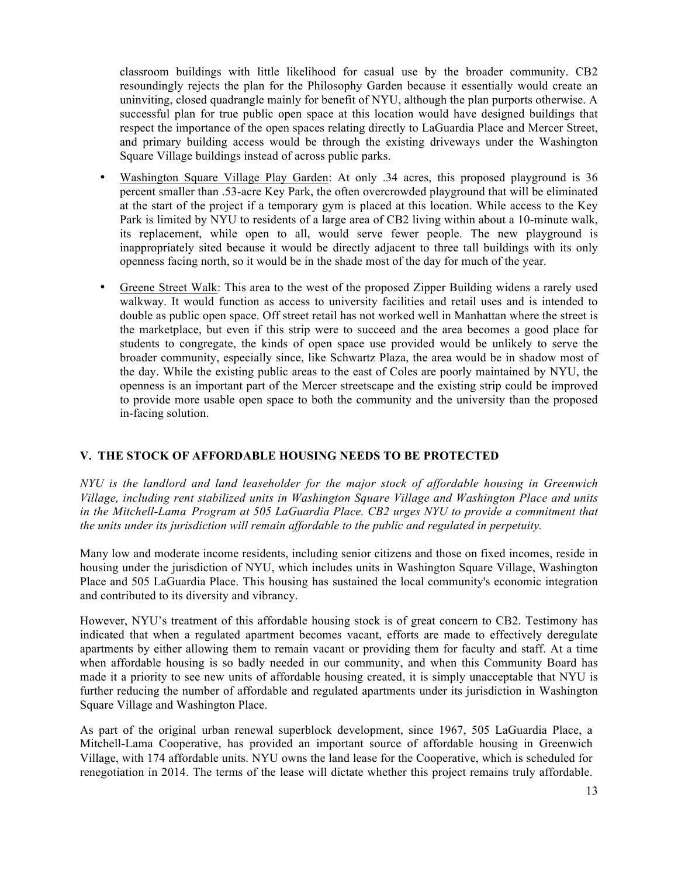classroom buildings with little likelihood for casual use by the broader community. CB2 resoundingly rejects the plan for the Philosophy Garden because it essentially would create an uninviting, closed quadrangle mainly for benefit of NYU, although the plan purports otherwise. A successful plan for true public open space at this location would have designed buildings that respect the importance of the open spaces relating directly to LaGuardia Place and Mercer Street, and primary building access would be through the existing driveways under the Washington Square Village buildings instead of across public parks.

- Washington Square Village Play Garden: At only .34 acres, this proposed playground is 36 percent smaller than .53-acre Key Park, the often overcrowded playground that will be eliminated at the start of the project if a temporary gym is placed at this location. While access to the Key Park is limited by NYU to residents of a large area of CB2 living within about a 10-minute walk, its replacement, while open to all, would serve fewer people. The new playground is inappropriately sited because it would be directly adjacent to three tall buildings with its only openness facing north, so it would be in the shade most of the day for much of the year.

- Greene Street Walk: This area to the west of the proposed Zipper Building widens a rarely used walkway. It would function as access to university facilities and retail uses and is intended to double as public open space. Off street retail has not worked well in Manhattan where the street is the marketplace, but even if this strip were to succeed and the area becomes a good place for students to congregate, the kinds of open space use provided would be unlikely to serve the broader community, especially since, like Schwartz Plaza, the area would be in shadow most of the day. While the existing public areas to the east of Coles are poorly maintained by NYU, the openness is an important part of the Mercer streetscape and the existing strip could be improved to provide more usable open space to both the community and the university than the proposed in-facing solution.

## V. THE STOCK OF AFFORDABLE HOUSING NEEDS TO BE PROTECTED

*NYU is the landlord and land leaseholder for the major stock of affordable housing in Greenwich Village, including rent stabilized units in Washington Square Village and Washington Place and units in the Mitchell-Lama Program at 505 LaGuardia Place. CB2 urges NYU to provide a commitment that the units under its jurisdiction will remain affordable to the public and regulated in perpetuity.*

Many low and moderate income residents, including senior citizens and those on fixed incomes, reside in housing under the jurisdiction of NYU, which includes units in Washington Square Village, Washington Place and 505 LaGuardia Place. This housing has sustained the local community's economic integration and contributed to its diversity and vibrancy.

However, NYU's treatment of this affordable housing stock is of great concern to CB2. Testimony has indicated that when a regulated apartment becomes vacant, efforts are made to effectively deregulate apartments by either allowing them to remain vacant or providing them for faculty and staff. At a time when affordable housing is so badly needed in our community, and when this Community Board has made it a priority to see new units of affordable housing created, it is simply unacceptable that NYU is further reducing the number of affordable and regulated apartments under its jurisdiction in Washington Square Village and Washington Place.

As part of the original urban renewal superblock development, since 1967, 505 LaGuardia Place, a Mitchell-Lama Cooperative, has provided an important source of affordable housing in Greenwich Village, with 174 affordable units. NYU owns the land lease for the Cooperative, which is scheduled for renegotiation in 2014. The terms of the lease will dictate whether this project remains truly affordable.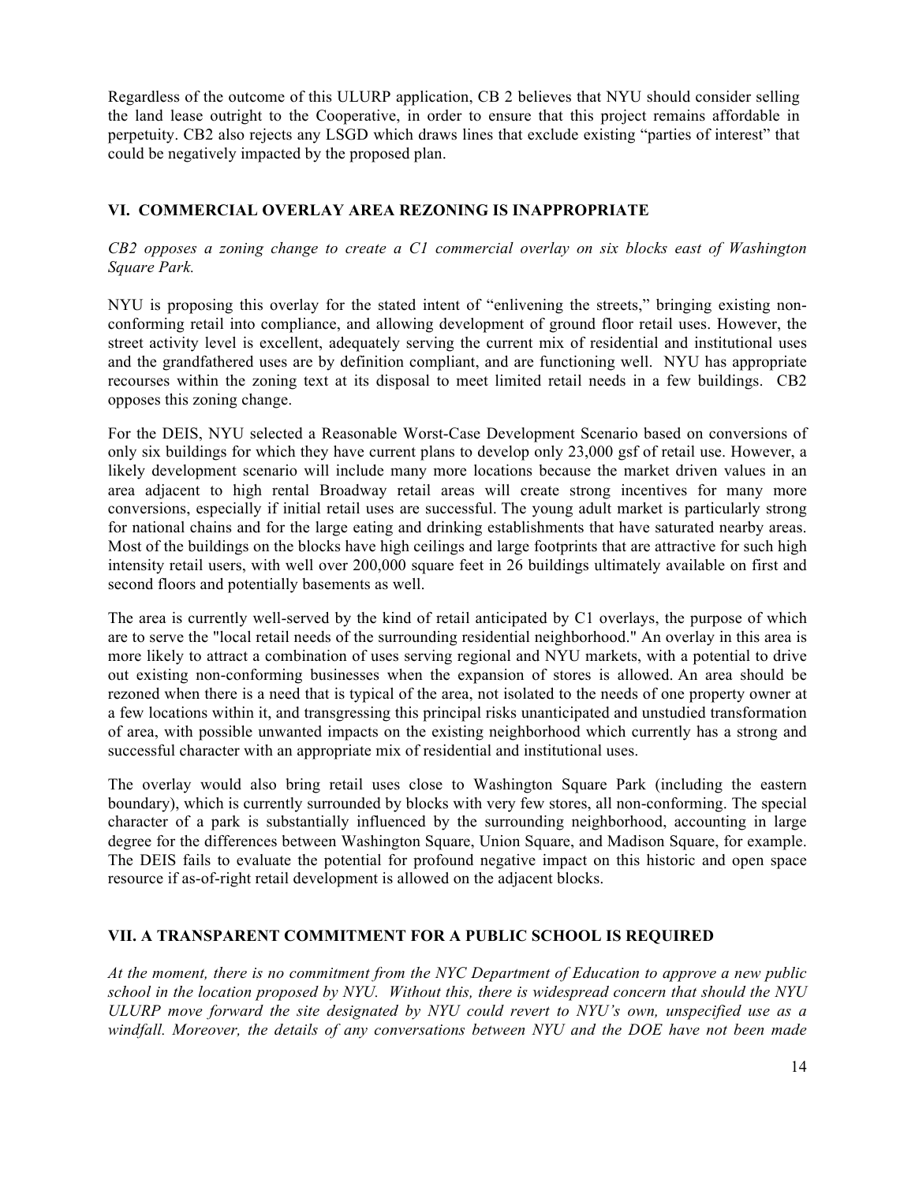Regardless of the outcome of this ULURP application, CB 2 believes that NYU should consider selling the land lease outright to the Cooperative, in order to ensure that this project remains affordable in perpetuity. CB2 also rejects any LSGD which draws lines that exclude existing "parties of interest" that could be negatively impacted by the proposed plan.

## VI. COMMERCIAL OVERLAY AREA REZONING IS INAPPROPRIATE

*CB2 opposes a zoning change to create a C1 commercial overlay on six blocks east of Washington Square Park.*

NYU is proposing this overlay for the stated intent of "enlivening the streets," bringing existing non-conforming retail into compliance, and allowing development of ground floor retail uses. However, the street activity level is excellent, adequately serving the current mix of residential and institutional uses and the grandfathered uses are by definition compliant, and are functioning well. NYU has appropriate recourses within the zoning text at its disposal to meet limited retail needs in a few buildings. CB2 opposes this zoning change.

For the DEIS, NYU selected a Reasonable Worst-Case Development Scenario based on conversions of only six buildings for which they have current plans to develop only 23,000 gsf of retail use. However, a likely development scenario will include many more locations because the market driven values in an area adjacent to high rental Broadway retail areas will create strong incentives for many more conversions, especially if initial retail uses are successful. The young adult market is particularly strong for national chains and for the large eating and drinking establishments that have saturated nearby areas. Most of the buildings on the blocks have high ceilings and large footprints that are attractive for such high intensity retail users, with well over 200,000 square feet in 26 buildings ultimately available on first and second floors and potentially basements as well.

The area is currently well-served by the kind of retail anticipated by C1 overlays, the purpose of which are to serve the "local retail needs of the surrounding residential neighborhood." An overlay in this area is more likely to attract a combination of uses serving regional and NYU markets, with a potential to drive out existing non-conforming businesses when the expansion of stores is allowed. An area should be rezoned when there is a need that is typical of the area, not isolated to the needs of one property owner at a few locations within it, and transgressing this principal risks unanticipated and unstudied transformation of area, with possible unwanted impacts on the existing neighborhood which currently has a strong and successful character with an appropriate mix of residential and institutional uses.

The overlay would also bring retail uses close to Washington Square Park (including the eastern boundary), which is currently surrounded by blocks with very few stores, all non-conforming. The special character of a park is substantially influenced by the surrounding neighborhood, accounting in large degree for the differences between Washington Square, Union Square, and Madison Square, for example. The DEIS fails to evaluate the potential for profound negative impact on this historic and open space resource if as-of-right retail development is allowed on the adjacent blocks.

## VII. A TRANSPARENT COMMITMENT FOR A PUBLIC SCHOOL IS REQUIRED

*At the moment, there is no commitment from the NYC Department of Education to approve a new public school in the location proposed by NYU. Without this, there is widespread concern that should the NYU ULURP move forward the site designated by NYU could revert to NYU's own, unspecified use as a windfall. Moreover, the details of any conversations between NYU and the DOE have not been made*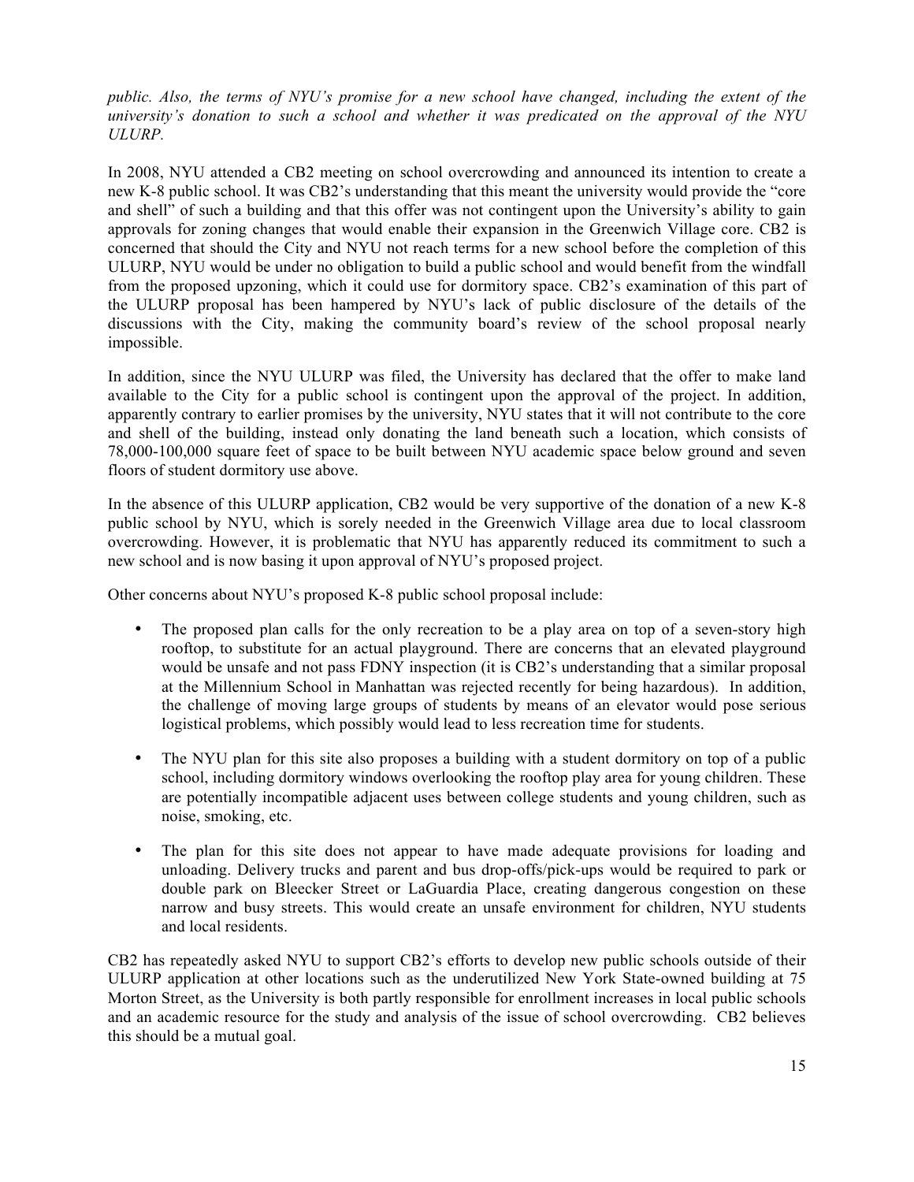*public. Also, the terms of NYU's promise for a new school have changed, including the extent of the university's donation to such a school and whether it was predicated on the approval of the NYU ULURP.*

In 2008, NYU attended a CB2 meeting on school overcrowding and announced its intention to create a new K-8 public school. It was CB2's understanding that this meant the university would provide the "core and shell" of such a building and that this offer was not contingent upon the University's ability to gain approvals for zoning changes that would enable their expansion in the Greenwich Village core. CB2 is concerned that should the City and NYU not reach terms for a new school before the completion of this ULURP, NYU would be under no obligation to build a public school and would benefit from the windfall from the proposed upzoning, which it could use for dormitory space. CB2's examination of this part of the ULURP proposal has been hampered by NYU's lack of public disclosure of the details of the discussions with the City, making the community board's review of the school proposal nearly impossible.

In addition, since the NYU ULURP was filed, the University has declared that the offer to make land available to the City for a public school is contingent upon the approval of the project. In addition, apparently contrary to earlier promises by the university, NYU states that it will not contribute to the core and shell of the building, instead only donating the land beneath such a location, which consists of 78,000-100,000 square feet of space to be built between NYU academic space below ground and seven floors of student dormitory use above.

In the absence of this ULURP application, CB2 would be very supportive of the donation of a new K-8 public school by NYU, which is sorely needed in the Greenwich Village area due to local classroom overcrowding. However, it is problematic that NYU has apparently reduced its commitment to such a new school and is now basing it upon approval of NYU's proposed project.

Other concerns about NYU's proposed K-8 public school proposal include:

- The proposed plan calls for the only recreation to be a play area on top of a seven-story high rooftop, to substitute for an actual playground. There are concerns that an elevated playground would be unsafe and not pass FDNY inspection (it is CB2's understanding that a similar proposal at the Millennium School in Manhattan was rejected recently for being hazardous). In addition, the challenge of moving large groups of students by means of an elevator would pose serious logistical problems, which possibly would lead to less recreation time for students.
- The NYU plan for this site also proposes a building with a student dormitory on top of a public school, including dormitory windows overlooking the rooftop play area for young children. These are potentially incompatible adjacent uses between college students and young children, such as noise, smoking, etc.
- The plan for this site does not appear to have made adequate provisions for loading and unloading. Delivery trucks and parent and bus drop-offs/pick-ups would be required to park or double park on Bleecker Street or LaGuardia Place, creating dangerous congestion on these narrow and busy streets. This would create an unsafe environment for children, NYU students and local residents.

CB2 has repeatedly asked NYU to support CB2's efforts to develop new public schools outside of their ULURP application at other locations such as the underutilized New York State-owned building at 75 Morton Street, as the University is both partly responsible for enrollment increases in local public schools and an academic resource for the study and analysis of the issue of school overcrowding. CB2 believes this should be a mutual goal.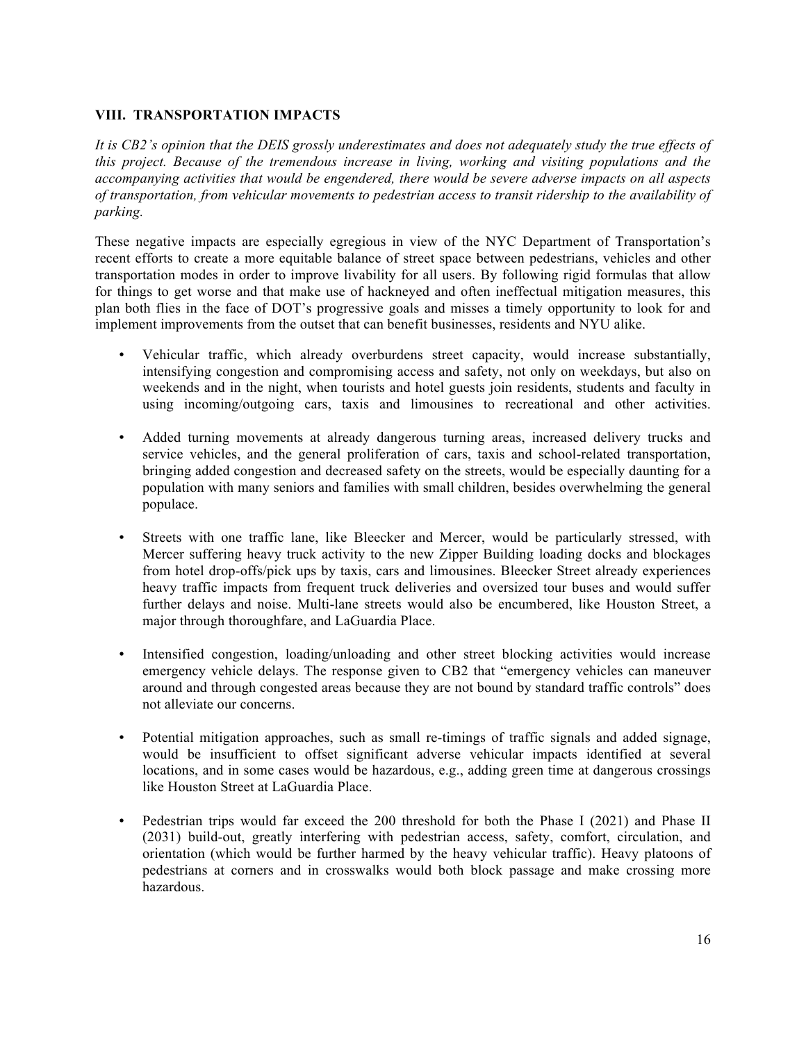## VIII. TRANSPORTATION IMPACTS

*It is CB2's opinion that the DEIS grossly underestimates and does not adequately study the true effects of this project. Because of the tremendous increase in living, working and visiting populations and the accompanying activities that would be engendered, there would be severe adverse impacts on all aspects of transportation, from vehicular movements to pedestrian access to transit ridership to the availability of parking.*

These negative impacts are especially egregious in view of the NYC Department of Transportation's recent efforts to create a more equitable balance of street space between pedestrians, vehicles and other transportation modes in order to improve livability for all users. By following rigid formulas that allow for things to get worse and that make use of hackneyed and often ineffectual mitigation measures, this plan both flies in the face of DOT's progressive goals and misses a timely opportunity to look for and implement improvements from the outset that can benefit businesses, residents and NYU alike.

- Vehicular traffic, which already overburdens street capacity, would increase substantially, intensifying congestion and compromising access and safety, not only on weekdays, but also on weekends and in the night, when tourists and hotel guests join residents, students and faculty in using incoming/outgoing cars, taxis and limousines to recreational and other activities.

- Added turning movements at already dangerous turning areas, increased delivery trucks and service vehicles, and the general proliferation of cars, taxis and school-related transportation, bringing added congestion and decreased safety on the streets, would be especially daunting for a population with many seniors and families with small children, besides overwhelming the general populace.

- Streets with one traffic lane, like Bleecker and Mercer, would be particularly stressed, with Mercer suffering heavy truck activity to the new Zipper Building loading docks and blockages from hotel drop-offs/pick ups by taxis, cars and limousines. Bleecker Street already experiences heavy traffic impacts from frequent truck deliveries and oversized tour buses and would suffer further delays and noise. Multi-lane streets would also be encumbered, like Houston Street, a major through thoroughfare, and LaGuardia Place.

- Intensified congestion, loading/unloading and other street blocking activities would increase emergency vehicle delays. The response given to CB2 that "emergency vehicles can maneuver around and through congested areas because they are not bound by standard traffic controls" does not alleviate our concerns.

- Potential mitigation approaches, such as small re-timings of traffic signals and added signage, would be insufficient to offset significant adverse vehicular impacts identified at several locations, and in some cases would be hazardous, e.g., adding green time at dangerous crossings like Houston Street at LaGuardia Place.

- Pedestrian trips would far exceed the 200 threshold for both the Phase I (2021) and Phase II (2031) build-out, greatly interfering with pedestrian access, safety, comfort, circulation, and orientation (which would be further harmed by the heavy vehicular traffic). Heavy platoons of pedestrians at corners and in crosswalks would both block passage and make crossing more hazardous.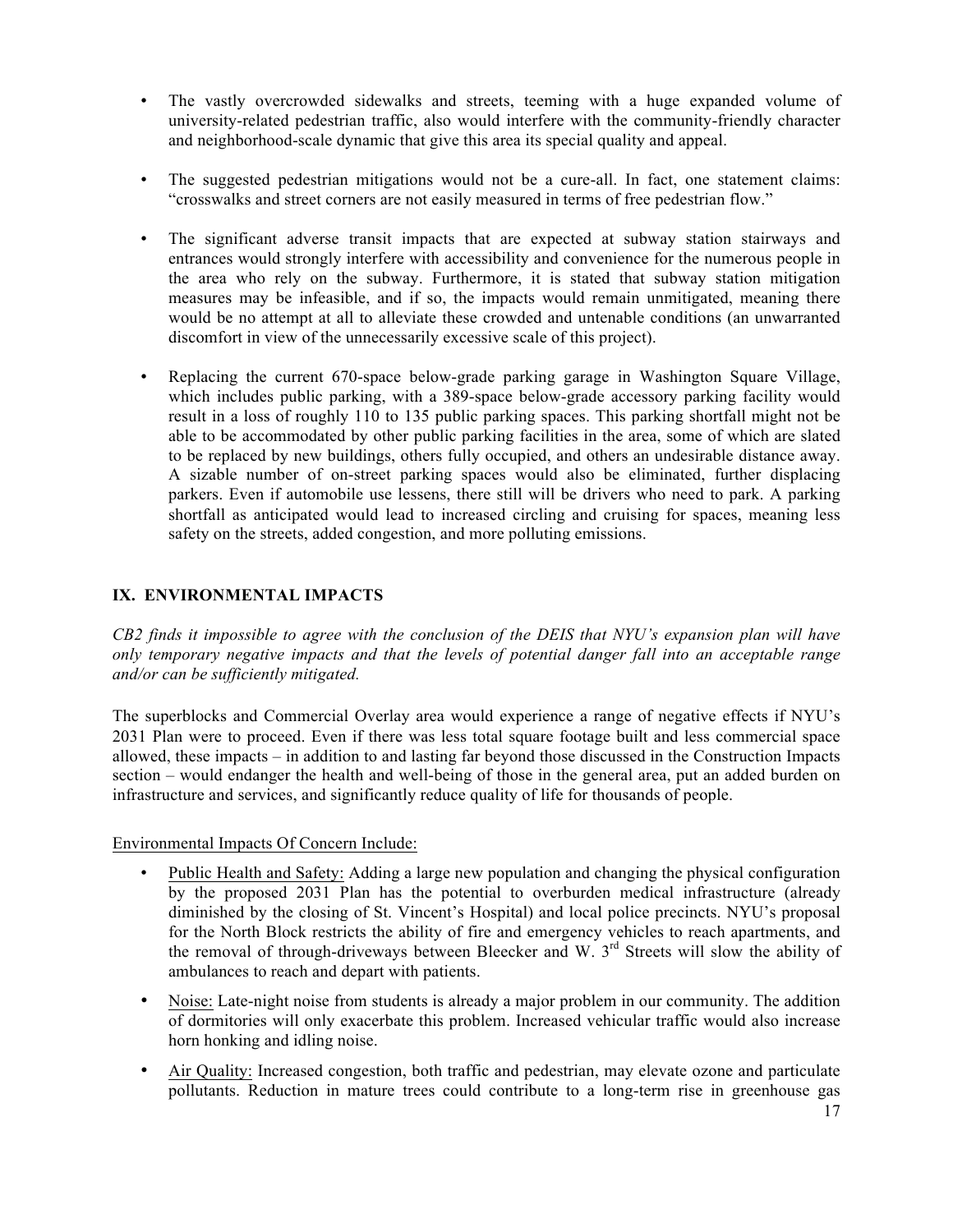- The vastly overcrowded sidewalks and streets, teeming with a huge expanded volume of university-related pedestrian traffic, also would interfere with the community-friendly character and neighborhood-scale dynamic that give this area its special quality and appeal.

- The suggested pedestrian mitigations would not be a cure-all. In fact, one statement claims: "crosswalks and street corners are not easily measured in terms of free pedestrian flow."

- The significant adverse transit impacts that are expected at subway station stairways and entrances would strongly interfere with accessibility and convenience for the numerous people in the area who rely on the subway. Furthermore, it is stated that subway station mitigation measures may be infeasible, and if so, the impacts would remain unmitigated, meaning there would be no attempt at all to alleviate these crowded and untenable conditions (an unwarranted discomfort in view of the unnecessarily excessive scale of this project).

- Replacing the current 670-space below-grade parking garage in Washington Square Village, which includes public parking, with a 389-space below-grade accessory parking facility would result in a loss of roughly 110 to 135 public parking spaces. This parking shortfall might not be able to be accommodated by other public parking facilities in the area, some of which are slated to be replaced by new buildings, others fully occupied, and others an undesirable distance away. A sizable number of on-street parking spaces would also be eliminated, further displacing parkers. Even if automobile use lessens, there still will be drivers who need to park. A parking shortfall as anticipated would lead to increased circling and cruising for spaces, meaning less safety on the streets, added congestion, and more polluting emissions.

## IX. ENVIRONMENTAL IMPACTS

*CB2 finds it impossible to agree with the conclusion of the DEIS that NYU's expansion plan will have only temporary negative impacts and that the levels of potential danger fall into an acceptable range and/or can be sufficiently mitigated.*

The superblocks and Commercial Overlay area would experience a range of negative effects if NYU's 2031 Plan were to proceed. Even if there was less total square footage built and less commercial space allowed, these impacts – in addition to and lasting far beyond those discussed in the Construction Impacts section – would endanger the health and well-being of those in the general area, put an added burden on infrastructure and services, and significantly reduce quality of life for thousands of people.

Environmental Impacts Of Concern Include:

- Public Health and Safety: Adding a large new population and changing the physical configuration by the proposed 2031 Plan has the potential to overburden medical infrastructure (already diminished by the closing of St. Vincent's Hospital) and local police precincts. NYU's proposal for the North Block restricts the ability of fire and emergency vehicles to reach apartments, and the removal of through-driveways between Bleecker and W. 3rd Streets will slow the ability of ambulances to reach and depart with patients.

- Noise: Late-night noise from students is already a major problem in our community. The addition of dormitories will only exacerbate this problem. Increased vehicular traffic would also increase horn honking and idling noise.

- Air Quality: Increased congestion, both traffic and pedestrian, may elevate ozone and particulate pollutants. Reduction in mature trees could contribute to a long-term rise in greenhouse gas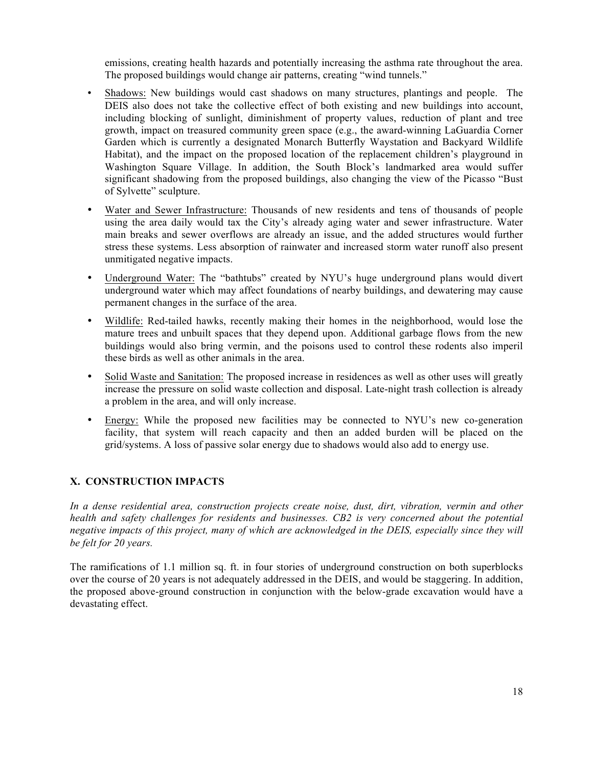emissions, creating health hazards and potentially increasing the asthma rate throughout the area. The proposed buildings would change air patterns, creating "wind tunnels."

- Shadows: New buildings would cast shadows on many structures, plantings and people. The DEIS also does not take the collective effect of both existing and new buildings into account, including blocking of sunlight, diminishment of property values, reduction of plant and tree growth, impact on treasured community green space (e.g., the award-winning LaGuardia Corner Garden which is currently a designated Monarch Butterfly Waystation and Backyard Wildlife Habitat), and the impact on the proposed location of the replacement children's playground in Washington Square Village. In addition, the South Block's landmarked area would suffer significant shadowing from the proposed buildings, also changing the view of the Picasso "Bust of Sylvette" sculpture.

- Water and Sewer Infrastructure: Thousands of new residents and tens of thousands of people using the area daily would tax the City's already aging water and sewer infrastructure. Water main breaks and sewer overflows are already an issue, and the added structures would further stress these systems. Less absorption of rainwater and increased storm water runoff also present unmitigated negative impacts.

- Underground Water: The "bathtubs" created by NYU's huge underground plans would divert underground water which may affect foundations of nearby buildings, and dewatering may cause permanent changes in the surface of the area.

- Wildlife: Red-tailed hawks, recently making their homes in the neighborhood, would lose the mature trees and unbuilt spaces that they depend upon. Additional garbage flows from the new buildings would also bring vermin, and the poisons used to control these rodents also imperil these birds as well as other animals in the area.

- Solid Waste and Sanitation: The proposed increase in residences as well as other uses will greatly increase the pressure on solid waste collection and disposal. Late-night trash collection is already a problem in the area, and will only increase.

- Energy: While the proposed new facilities may be connected to NYU's new co-generation facility, that system will reach capacity and then an added burden will be placed on the grid/systems. A loss of passive solar energy due to shadows would also add to energy use.

## X. CONSTRUCTION IMPACTS

*In a dense residential area, construction projects create noise, dust, dirt, vibration, vermin and other health and safety challenges for residents and businesses. CB2 is very concerned about the potential negative impacts of this project, many of which are acknowledged in the DEIS, especially since they will be felt for 20 years.*

The ramifications of 1.1 million sq. ft. in four stories of underground construction on both superblocks over the course of 20 years is not adequately addressed in the DEIS, and would be staggering. In addition, the proposed above-ground construction in conjunction with the below-grade excavation would have a devastating effect.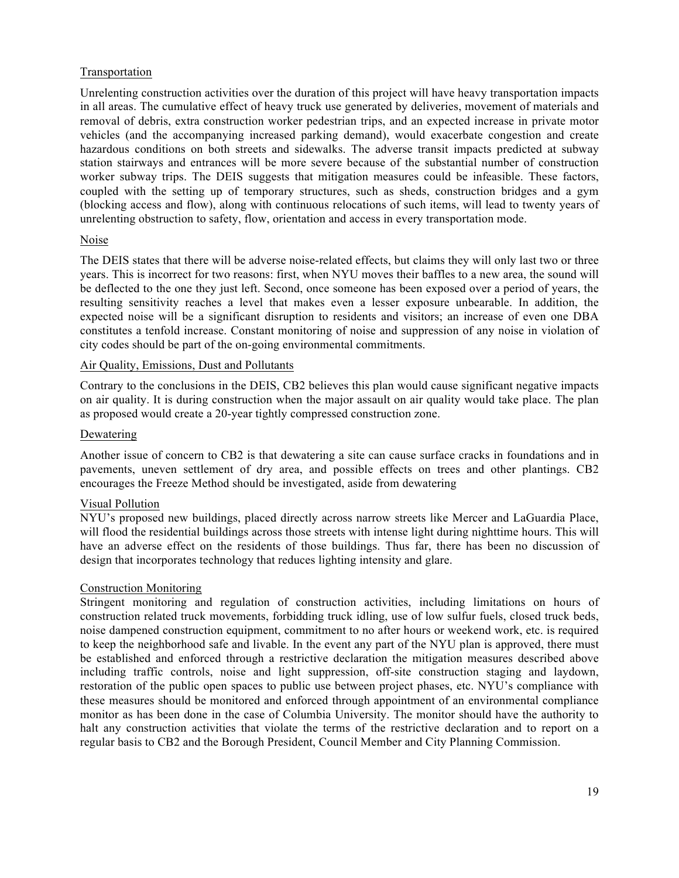Transportation

Unrelenting construction activities over the duration of this project will have heavy transportation impacts in all areas. The cumulative effect of heavy truck use generated by deliveries, movement of materials and removal of debris, extra construction worker pedestrian trips, and an expected increase in private motor vehicles (and the accompanying increased parking demand), would exacerbate congestion and create hazardous conditions on both streets and sidewalks. The adverse transit impacts predicted at subway station stairways and entrances will be more severe because of the substantial number of construction worker subway trips. The DEIS suggests that mitigation measures could be infeasible. These factors, coupled with the setting up of temporary structures, such as sheds, construction bridges and a gym (blocking access and flow), along with continuous relocations of such items, will lead to twenty years of unrelenting obstruction to safety, flow, orientation and access in every transportation mode.

Noise

The DEIS states that there will be adverse noise-related effects, but claims they will only last two or three years. This is incorrect for two reasons: first, when NYU moves their baffles to a new area, the sound will be deflected to the one they just left. Second, once someone has been exposed over a period of years, the resulting sensitivity reaches a level that makes even a lesser exposure unbearable. In addition, the expected noise will be a significant disruption to residents and visitors; an increase of even one DBA constitutes a tenfold increase. Constant monitoring of noise and suppression of any noise in violation of city codes should be part of the on-going environmental commitments.

Air Quality, Emissions, Dust and Pollutants

Contrary to the conclusions in the DEIS, CB2 believes this plan would cause significant negative impacts on air quality. It is during construction when the major assault on air quality would take place. The plan as proposed would create a 20-year tightly compressed construction zone.

Dewatering

Another issue of concern to CB2 is that dewatering a site can cause surface cracks in foundations and in pavements, uneven settlement of dry area, and possible effects on trees and other plantings. CB2 encourages the Freeze Method should be investigated, aside from dewatering

Visual Pollution

NYU's proposed new buildings, placed directly across narrow streets like Mercer and LaGuardia Place, will flood the residential buildings across those streets with intense light during nighttime hours. This will have an adverse effect on the residents of those buildings. Thus far, there has been no discussion of design that incorporates technology that reduces lighting intensity and glare.

Construction Monitoring

Stringent monitoring and regulation of construction activities, including limitations on hours of construction related truck movements, forbidding truck idling, use of low sulfur fuels, closed truck beds, noise dampened construction equipment, commitment to no after hours or weekend work, etc. is required to keep the neighborhood safe and livable. In the event any part of the NYU plan is approved, there must be established and enforced through a restrictive declaration the mitigation measures described above including traffic controls, noise and light suppression, off-site construction staging and laydown, restoration of the public open spaces to public use between project phases, etc. NYU's compliance with these measures should be monitored and enforced through appointment of an environmental compliance monitor as has been done in the case of Columbia University. The monitor should have the authority to halt any construction activities that violate the terms of the restrictive declaration and to report on a regular basis to CB2 and the Borough President, Council Member and City Planning Commission.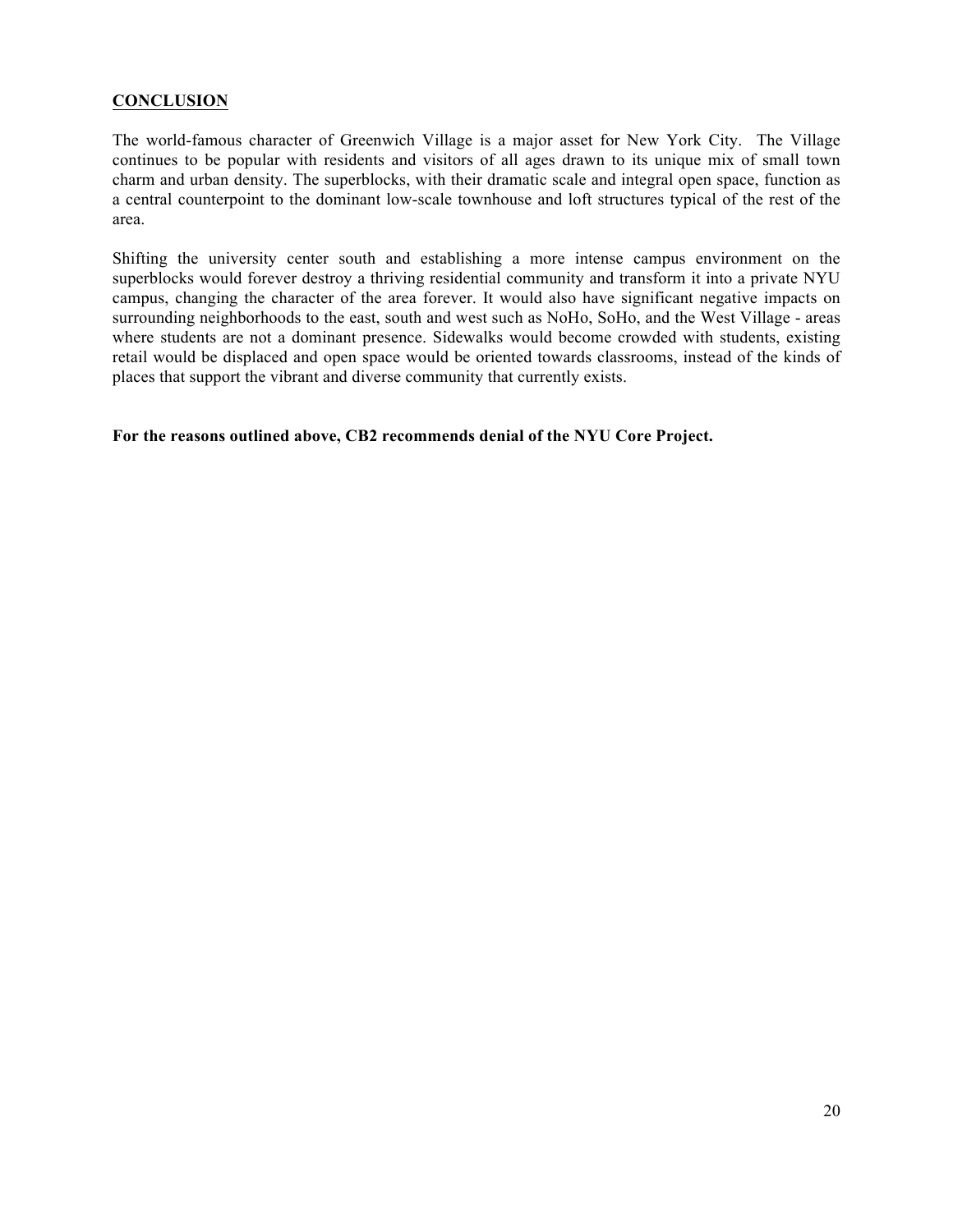## **CONCLUSION**

The world-famous character of Greenwich Village is a major asset for New York City. The Village continues to be popular with residents and visitors of all ages drawn to its unique mix of small town charm and urban density. The superblocks, with their dramatic scale and integral open space, function as a central counterpoint to the dominant low-scale townhouse and loft structures typical of the rest of the area.

Shifting the university center south and establishing a more intense campus environment on the superblocks would forever destroy a thriving residential community and transform it into a private NYU campus, changing the character of the area forever. It would also have significant negative impacts on surrounding neighborhoods to the east, south and west such as NoHo, SoHo, and the West Village - areas where students are not a dominant presence. Sidewalks would become crowded with students, existing retail would be displaced and open space would be oriented towards classrooms, instead of the kinds of places that support the vibrant and diverse community that currently exists.

**For the reasons outlined above, CB2 recommends denial of the NYU Core Project.**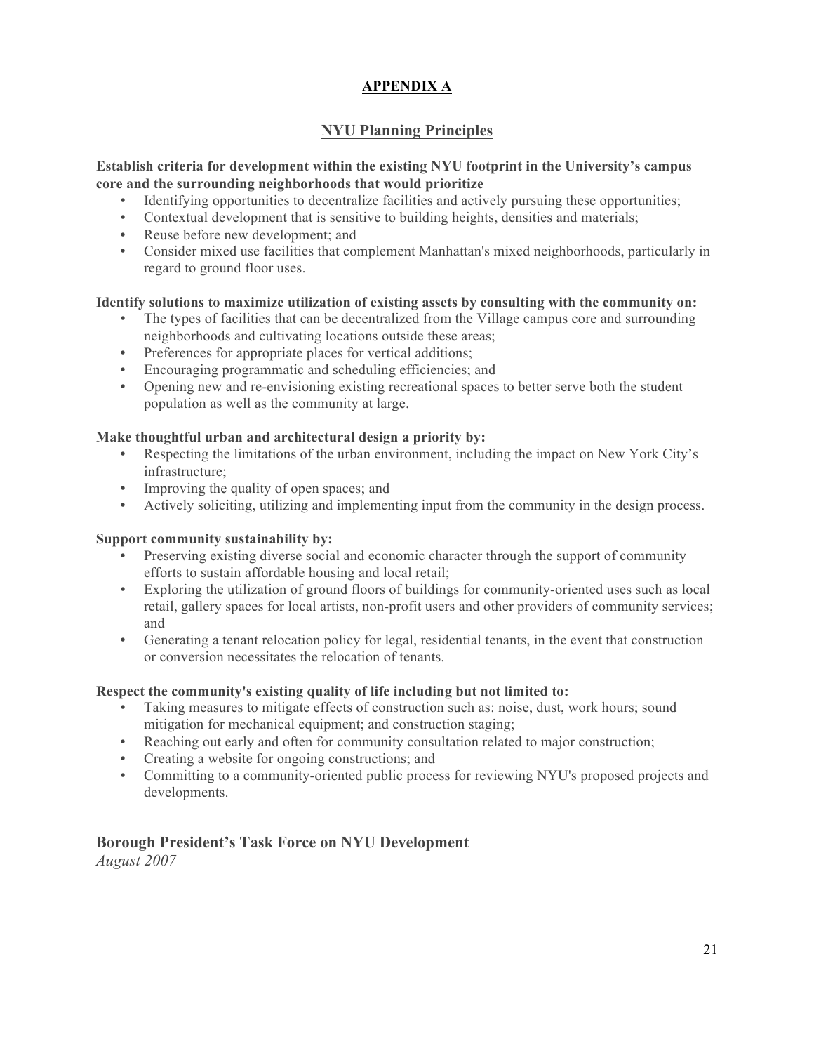# APPENDIX A

## NYU Planning Principles

**Establish criteria for development within the existing NYU footprint in the University's campus core and the surrounding neighborhoods that would prioritize**

- Identifying opportunities to decentralize facilities and actively pursuing these opportunities;
- Contextual development that is sensitive to building heights, densities and materials;
- Reuse before new development; and
- Consider mixed use facilities that complement Manhattan's mixed neighborhoods, particularly in regard to ground floor uses.

**Identify solutions to maximize utilization of existing assets by consulting with the community on:**

- The types of facilities that can be decentralized from the Village campus core and surrounding neighborhoods and cultivating locations outside these areas;
- Preferences for appropriate places for vertical additions;
- Encouraging programmatic and scheduling efficiencies; and
- Opening new and re-envisioning existing recreational spaces to better serve both the student population as well as the community at large.

**Make thoughtful urban and architectural design a priority by:**

- Respecting the limitations of the urban environment, including the impact on New York City's infrastructure;
- Improving the quality of open spaces; and
- Actively soliciting, utilizing and implementing input from the community in the design process.

**Support community sustainability by:**

- Preserving existing diverse social and economic character through the support of community efforts to sustain affordable housing and local retail;
- Exploring the utilization of ground floors of buildings for community-oriented uses such as local retail, gallery spaces for local artists, non-profit users and other providers of community services; and
- Generating a tenant relocation policy for legal, residential tenants, in the event that construction or conversion necessitates the relocation of tenants.

**Respect the community's existing quality of life including but not limited to:**

- Taking measures to mitigate effects of construction such as: noise, dust, work hours; sound mitigation for mechanical equipment; and construction staging;
- Reaching out early and often for community consultation related to major construction;
- Creating a website for ongoing constructions; and
- Committing to a community-oriented public process for reviewing NYU's proposed projects and developments.

### Borough President's Task Force on NYU Development

*August 2007*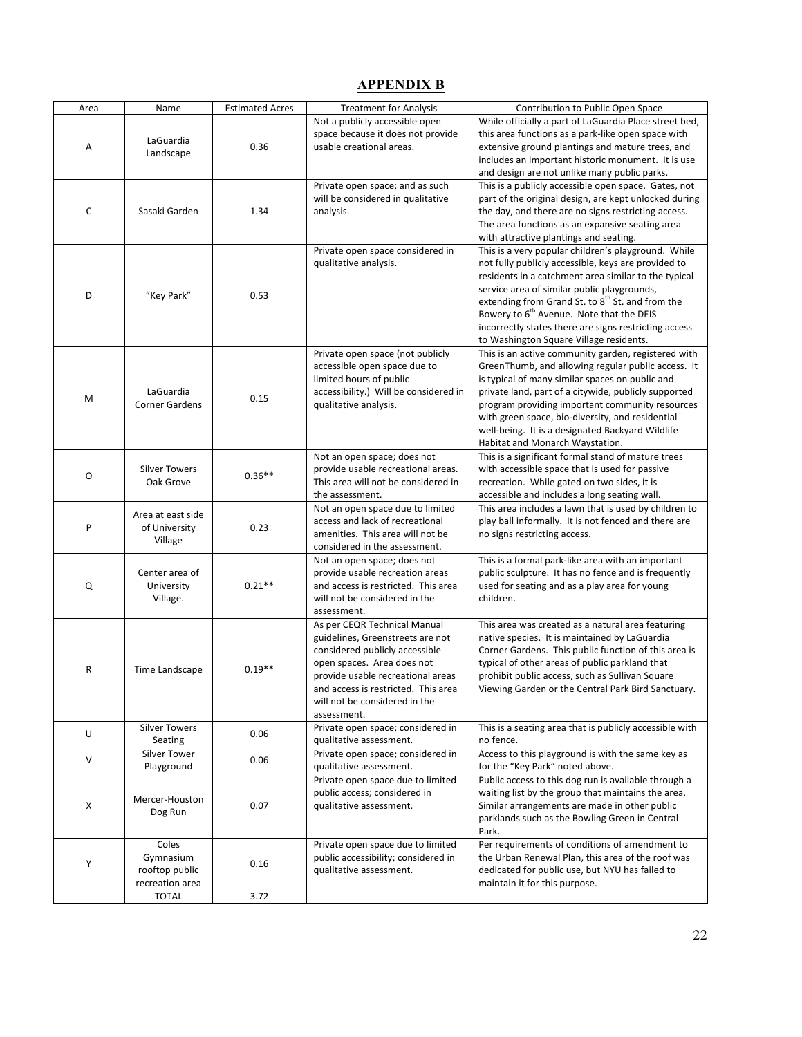## APPENDIX B

| Area | Name | Estimated Acres | Treatment for Analysis | Contribution to Public Open Space |
|---|---|---|---|---|
| A | LaGuardia Landscape | 0.36 | Not a publicly accessible open space because it does not provide usable creational areas. | While officially a part of LaGuardia Place street bed, this area functions as a park-like open space with extensive ground plantings and mature trees, and includes an important historic monument. It is use and design are not unlike many public parks. |
| C | Sasaki Garden | 1.34 | Private open space; and as such will be considered in qualitative analysis. | This is a publicly accessible open space. Gates, not part of the original design, are kept unlocked during the day, and there are no signs restricting access. The area functions as an expansive seating area with attractive plantings and seating. |
| D | “Key Park” | 0.53 | Private open space considered in qualitative analysis. | This is a very popular children’s playground. While not fully publicly accessible, keys are provided to residents in a catchment area similar to the typical service area of similar public playgrounds, extending from Grand St. to 8th St. and from the Bowery to 6th Avenue. Note that the DEIS incorrectly states there are signs restricting access to Washington Square Village residents. |
| M | LaGuardia Corner Gardens | 0.15 | Private open space (not publicly accessible open space due to limited hours of public accessibility.) Will be considered in qualitative analysis. | This is an active community garden, registered with GreenThumb, and allowing regular public access. It is typical of many similar spaces on public and private land, part of a citywide, publicly supported program providing important community resources with green space, bio-diversity, and residential well-being. It is a designated Backyard Wildlife Habitat and Monarch Waystation. |
| O | Silver Towers Oak Grove | 0.36** | Not an open space; does not provide usable recreational areas. This area will not be considered in the assessment. | This is a significant formal stand of mature trees with accessible space that is used for passive recreation. While gated on two sides, it is accessible and includes a long seating wall. |
| P | Area at east side of University Village | 0.23 | Not an open space due to limited access and lack of recreational amenities. This area will not be considered in the assessment. | This area includes a lawn that is used by children to play ball informally. It is not fenced and there are no signs restricting access. |
| Q | Center area of University Village. | 0.21** | Not an open space; does not provide usable recreation areas and access is restricted. This area will not be considered in the assessment. | This is a formal park-like area with an important public sculpture. It has no fence and is frequently used for seating and as a play area for young children. |
| R | Time Landscape | 0.19** | As per CEQR Technical Manual guidelines, Greenstreets are not considered publicly accessible open spaces. Area does not provide usable recreational areas and access is restricted. This area will not be considered in the assessment. | This area was created as a natural area featuring native species. It is maintained by LaGuardia Corner Gardens. This public function of this area is typical of other areas of public parkland that prohibit public access, such as Sullivan Square Viewing Garden or the Central Park Bird Sanctuary. |
| U | Silver Towers Seating | 0.06 | Private open space; considered in qualitative assessment. | This is a seating area that is publicly accessible with no fence. |
| V | Silver Tower Playground | 0.06 | Private open space; considered in qualitative assessment. | Access to this playground is with the same key as for the “Key Park” noted above. |
| X | Mercer-Houston Dog Run | 0.07 | Private open space due to limited public access; considered in qualitative assessment. | Public access to this dog run is available through a waiting list by the group that maintains the area. Similar arrangements are made in other public parklands such as the Bowling Green in Central Park. |
| Y | Coles Gymnasium rooftop public recreation area | 0.16 | Private open space due to limited public accessibility; considered in qualitative assessment. | Per requirements of conditions of amendment to the Urban Renewal Plan, this area of the roof was dedicated for public use, but NYU has failed to maintain it for this purpose. |
| | TOTAL | 3.72 | | |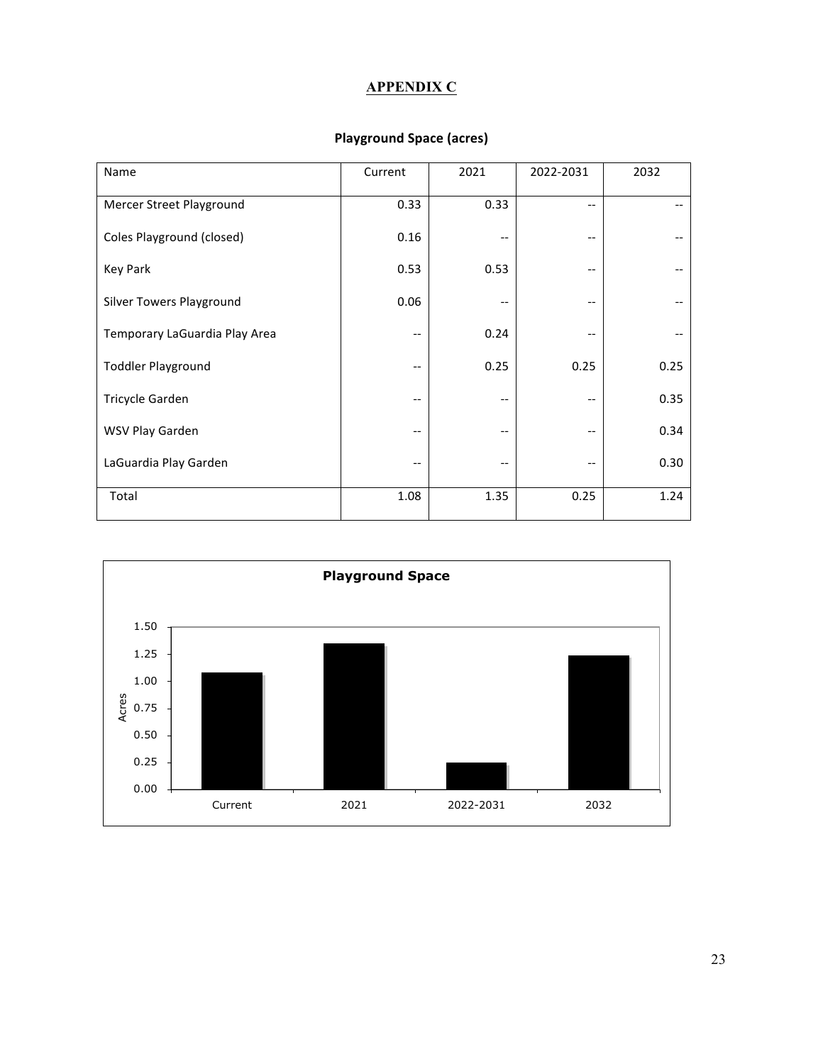## APPENDIX C

### Playground Space (acres)

| Name | Current | 2021 | 2022-2031 | 2032 |
|---|---|---|---|---|
| Mercer Street Playground | 0.33 | 0.33 | -- | -- |
| Coles Playground (closed) | 0.16 | -- | -- | -- |
| Key Park | 0.53 | 0.53 | -- | -- |
| Silver Towers Playground | 0.06 | -- | -- | -- |
| Temporary LaGuardia Play Area | -- | 0.24 | -- | -- |
| Toddler Playground | -- | 0.25 | 0.25 | 0.25 |
| Tricycle Garden | -- | -- | -- | 0.35 |
| WSV Play Garden | -- | -- | -- | 0.34 |
| LaGuardia Play Garden | -- | -- | -- | 0.30 |
| Total | 1.08 | 1.35 | 0.25 | 1.24 |

Playground Space

Acres

1.50
1.25
1.00
0.75
0.50
0.25
0.00

Current
2021
2022-2031
2032